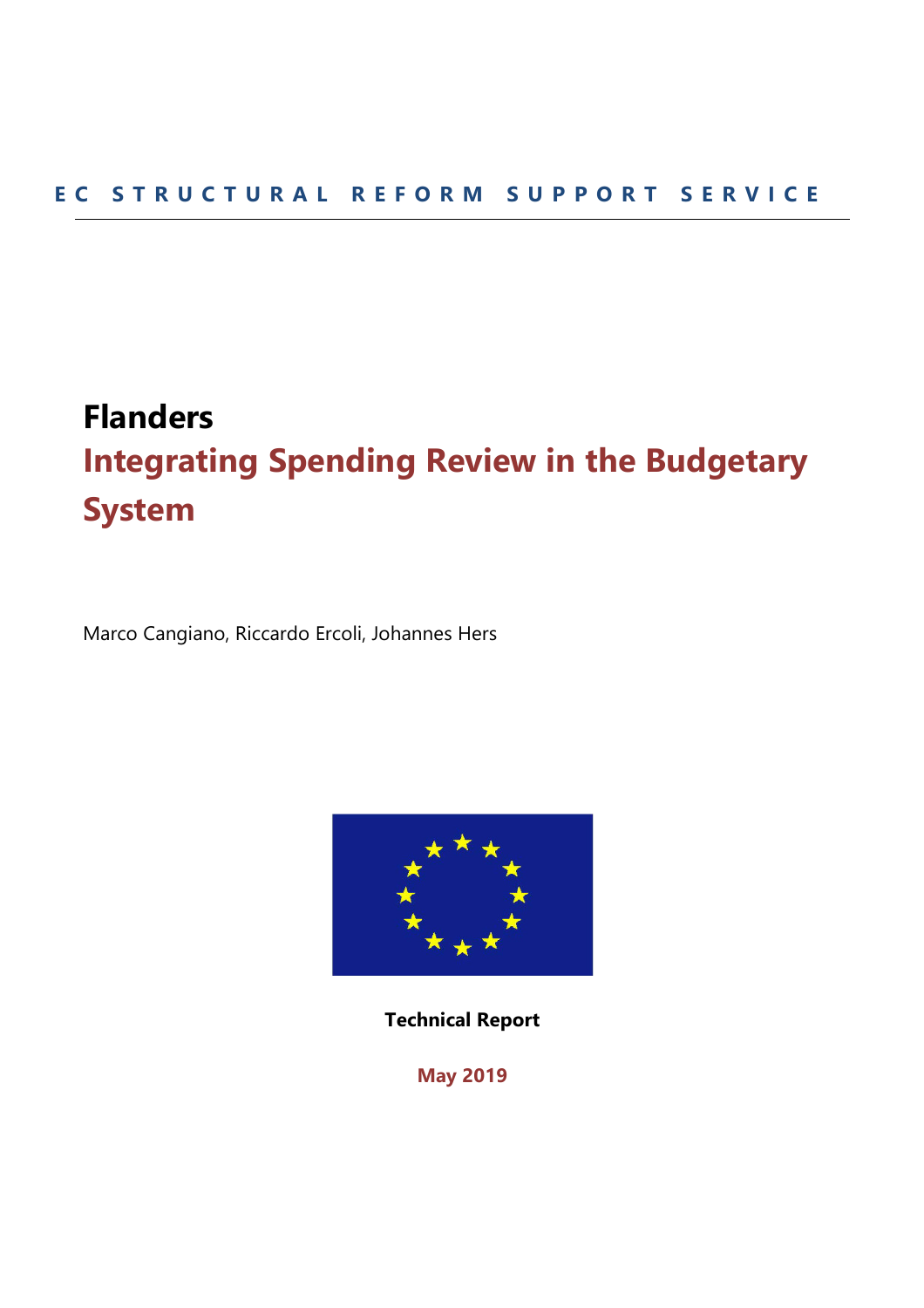EC STRUCTURAL REFORM SUPPORT SERVICE

# Flanders

# Integrating Spending Review in the Budgetary System

Marco Cangiano, Riccardo Ercoli, Johannes Hers

**Technical Report**

**May 2019**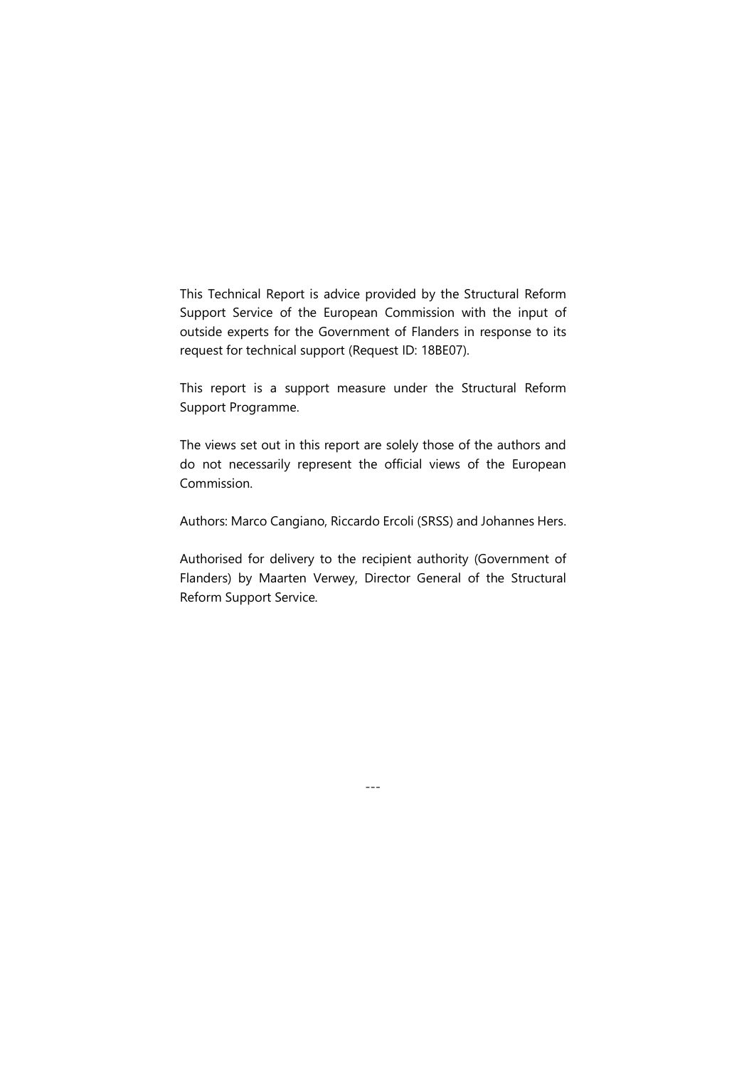This Technical Report is advice provided by the Structural Reform Support Service of the European Commission with the input of outside experts for the Government of Flanders in response to its request for technical support (Request ID: 18BE07).

This report is a support measure under the Structural Reform Support Programme.

The views set out in this report are solely those of the authors and do not necessarily represent the official views of the European Commission.

Authors: Marco Cangiano, Riccardo Ercoli (SRSS) and Johannes Hers.

Authorised for delivery to the recipient authority (Government of Flanders) by Maarten Verwey, Director General of the Structural Reform Support Service.

---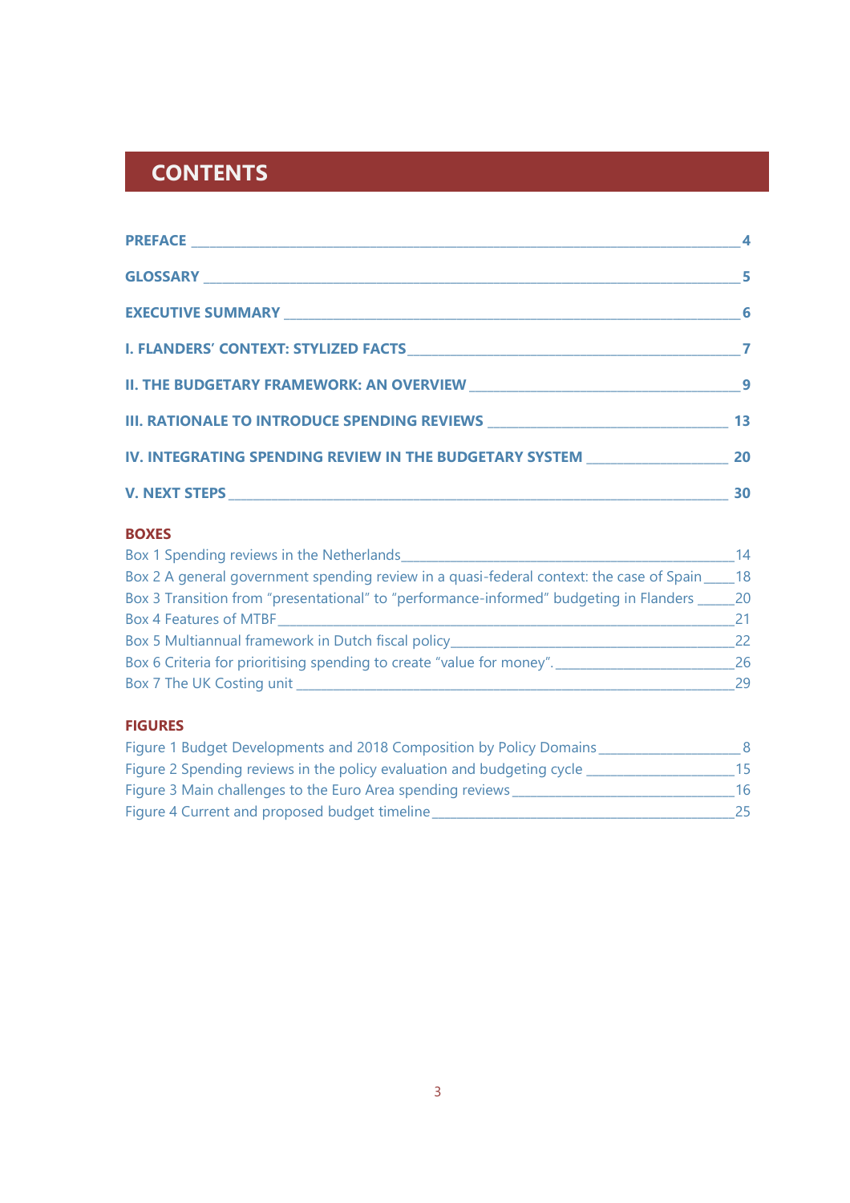# CONTENTS

**PREFACE** — 4

**GLOSSARY** — 5

**EXECUTIVE SUMMARY** — 6

**I. FLANDERS' CONTEXT: STYLIZED FACTS** — 7

**II. THE BUDGETARY FRAMEWORK: AN OVERVIEW** — 9

**III. RATIONALE TO INTRODUCE SPENDING REVIEWS** — 13

**IV. INTEGRATING SPENDING REVIEW IN THE BUDGETARY SYSTEM** — 20

**V. NEXT STEPS** — 30

## BOXES

Box 1 Spending reviews in the Netherlands — 14
Box 2 A general government spending review in a quasi-federal context: the case of Spain — 18
Box 3 Transition from "presentational" to "performance-informed" budgeting in Flanders — 20
Box 4 Features of MTBF — 21
Box 5 Multiannual framework in Dutch fiscal policy — 22
Box 6 Criteria for prioritising spending to create "value for money". — 26
Box 7 The UK Costing unit — 29

## FIGURES

Figure 1 Budget Developments and 2018 Composition by Policy Domains — 8
Figure 2 Spending reviews in the policy evaluation and budgeting cycle — 15
Figure 3 Main challenges to the Euro Area spending reviews — 16
Figure 4 Current and proposed budget timeline — 25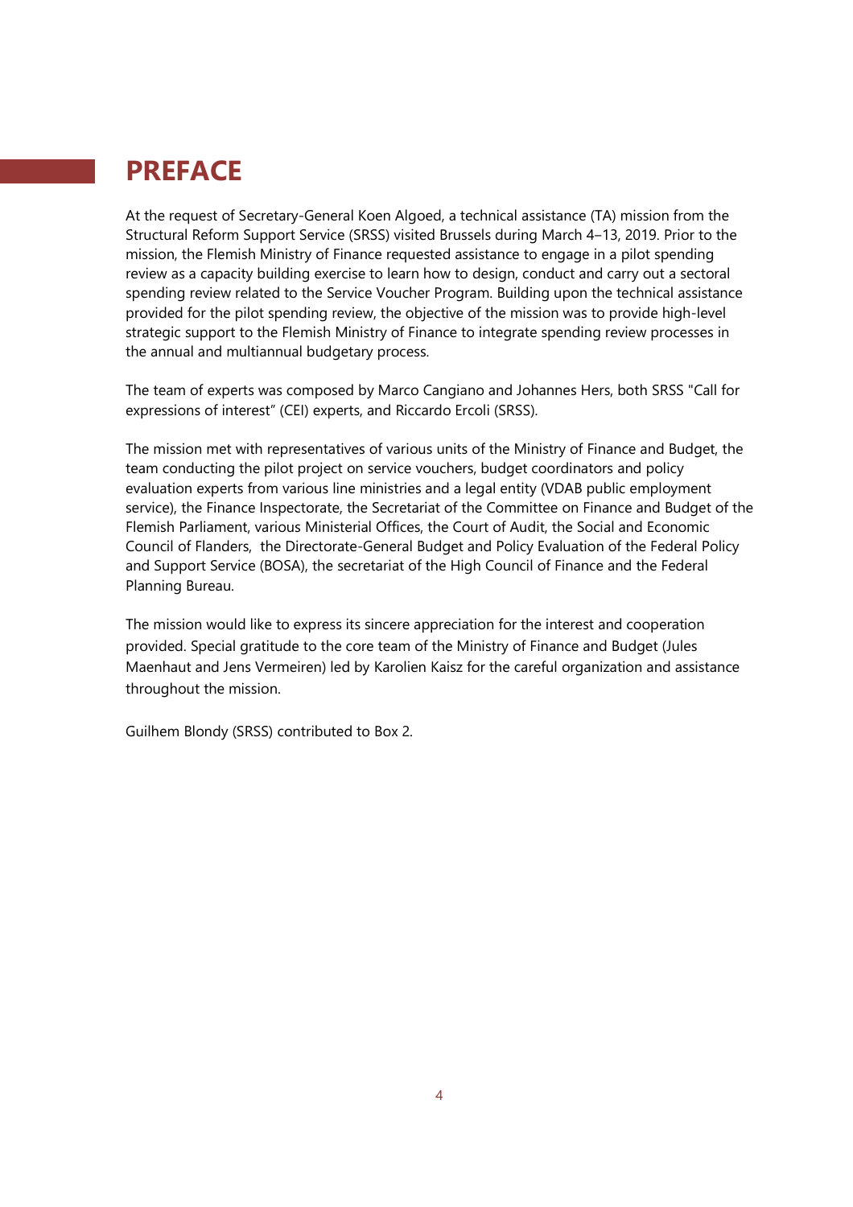# PREFACE

At the request of Secretary-General Koen Algoed, a technical assistance (TA) mission from the Structural Reform Support Service (SRSS) visited Brussels during March 4–13, 2019. Prior to the mission, the Flemish Ministry of Finance requested assistance to engage in a pilot spending review as a capacity building exercise to learn how to design, conduct and carry out a sectoral spending review related to the Service Voucher Program. Building upon the technical assistance provided for the pilot spending review, the objective of the mission was to provide high-level strategic support to the Flemish Ministry of Finance to integrate spending review processes in the annual and multiannual budgetary process.

The team of experts was composed by Marco Cangiano and Johannes Hers, both SRSS "Call for expressions of interest" (CEI) experts, and Riccardo Ercoli (SRSS).

The mission met with representatives of various units of the Ministry of Finance and Budget, the team conducting the pilot project on service vouchers, budget coordinators and policy evaluation experts from various line ministries and a legal entity (VDAB public employment service), the Finance Inspectorate, the Secretariat of the Committee on Finance and Budget of the Flemish Parliament, various Ministerial Offices, the Court of Audit, the Social and Economic Council of Flanders, the Directorate-General Budget and Policy Evaluation of the Federal Policy and Support Service (BOSA), the secretariat of the High Council of Finance and the Federal Planning Bureau.

The mission would like to express its sincere appreciation for the interest and cooperation provided. Special gratitude to the core team of the Ministry of Finance and Budget (Jules Maenhaut and Jens Vermeiren) led by Karolien Kaisz for the careful organization and assistance throughout the mission.

Guilhem Blondy (SRSS) contributed to Box 2.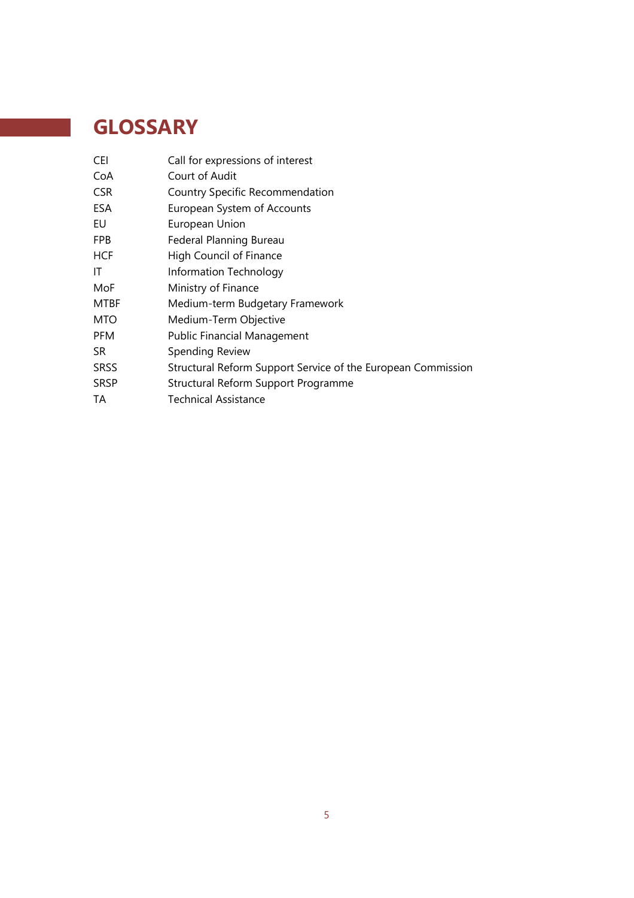# GLOSSARY

| | |
|---|---|
| CEI | Call for expressions of interest |
| CoA | Court of Audit |
| CSR | Country Specific Recommendation |
| ESA | European System of Accounts |
| EU | European Union |
| FPB | Federal Planning Bureau |
| HCF | High Council of Finance |
| IT | Information Technology |
| MoF | Ministry of Finance |
| MTBF | Medium-term Budgetary Framework |
| MTO | Medium-Term Objective |
| PFM | Public Financial Management |
| SR | Spending Review |
| SRSS | Structural Reform Support Service of the European Commission |
| SRSP | Structural Reform Support Programme |
| TA | Technical Assistance |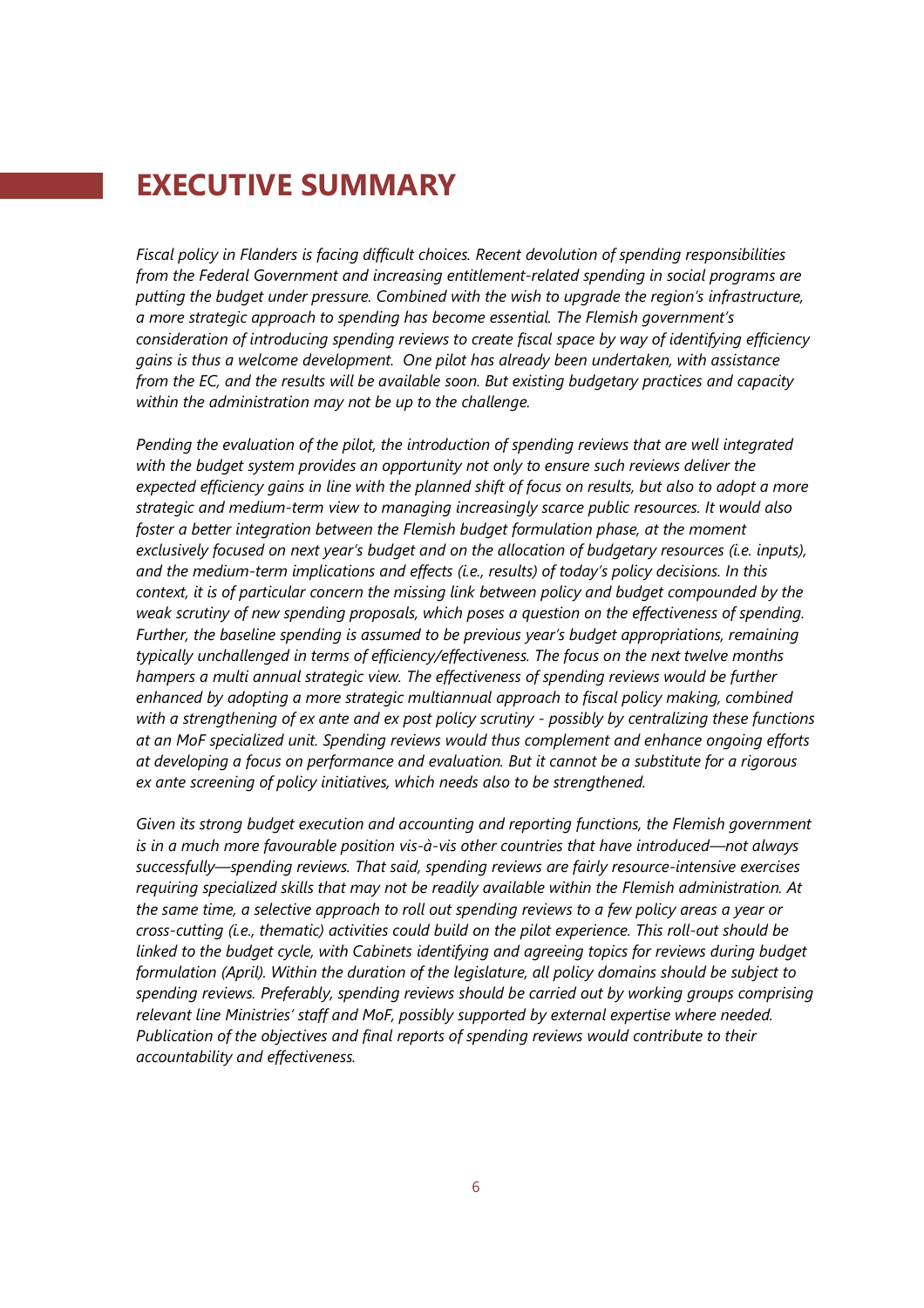# EXECUTIVE SUMMARY

*Fiscal policy in Flanders is facing difficult choices. Recent devolution of spending responsibilities from the Federal Government and increasing entitlement-related spending in social programs are putting the budget under pressure. Combined with the wish to upgrade the region's infrastructure, a more strategic approach to spending has become essential. The Flemish government's consideration of introducing spending reviews to create fiscal space by way of identifying efficiency gains is thus a welcome development. One pilot has already been undertaken, with assistance from the EC, and the results will be available soon. But existing budgetary practices and capacity within the administration may not be up to the challenge.*

*Pending the evaluation of the pilot, the introduction of spending reviews that are well integrated with the budget system provides an opportunity not only to ensure such reviews deliver the expected efficiency gains in line with the planned shift of focus on results, but also to adopt a more strategic and medium-term view to managing increasingly scarce public resources. It would also foster a better integration between the Flemish budget formulation phase, at the moment exclusively focused on next year's budget and on the allocation of budgetary resources (i.e. inputs), and the medium-term implications and effects (i.e., results) of today's policy decisions. In this context, it is of particular concern the missing link between policy and budget compounded by the weak scrutiny of new spending proposals, which poses a question on the effectiveness of spending. Further, the baseline spending is assumed to be previous year's budget appropriations, remaining typically unchallenged in terms of efficiency/effectiveness. The focus on the next twelve months hampers a multi annual strategic view. The effectiveness of spending reviews would be further enhanced by adopting a more strategic multiannual approach to fiscal policy making, combined with a strengthening of ex ante and ex post policy scrutiny - possibly by centralizing these functions at an MoF specialized unit. Spending reviews would thus complement and enhance ongoing efforts at developing a focus on performance and evaluation. But it cannot be a substitute for a rigorous ex ante screening of policy initiatives, which needs also to be strengthened.*

*Given its strong budget execution and accounting and reporting functions, the Flemish government is in a much more favourable position vis-à-vis other countries that have introduced—not always successfully—spending reviews. That said, spending reviews are fairly resource-intensive exercises requiring specialized skills that may not be readily available within the Flemish administration. At the same time, a selective approach to roll out spending reviews to a few policy areas a year or cross-cutting (i.e., thematic) activities could build on the pilot experience. This roll-out should be linked to the budget cycle, with Cabinets identifying and agreeing topics for reviews during budget formulation (April). Within the duration of the legislature, all policy domains should be subject to spending reviews. Preferably, spending reviews should be carried out by working groups comprising relevant line Ministries' staff and MoF, possibly supported by external expertise where needed. Publication of the objectives and final reports of spending reviews would contribute to their accountability and effectiveness.*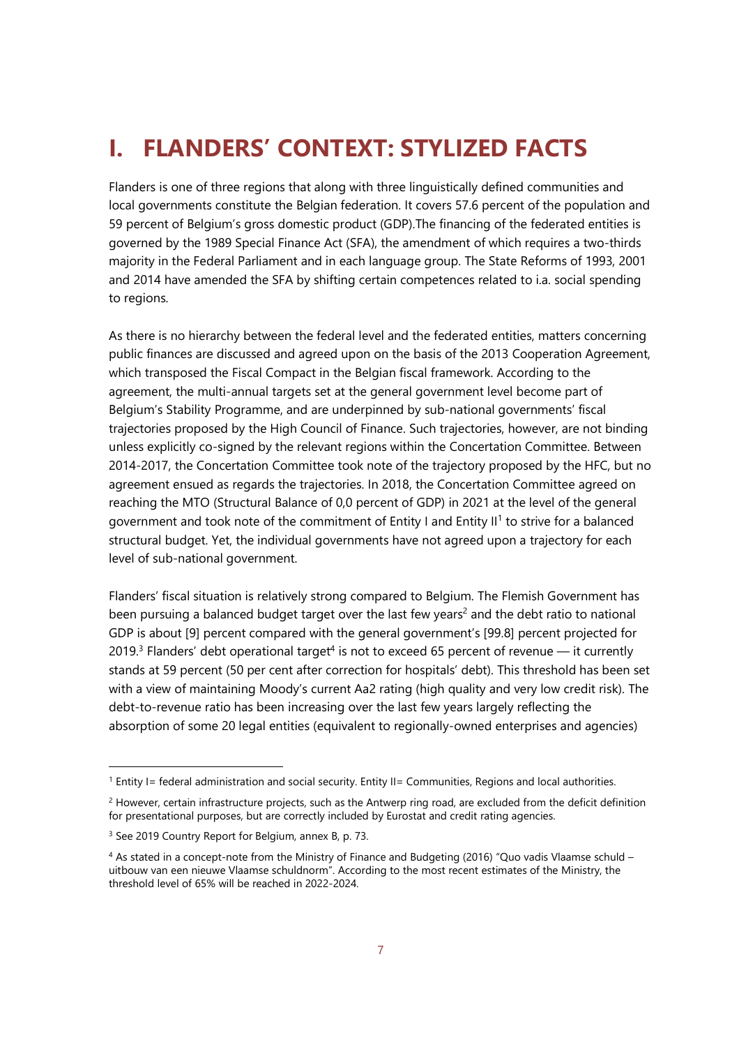# I. FLANDERS' CONTEXT: STYLIZED FACTS

Flanders is one of three regions that along with three linguistically defined communities and local governments constitute the Belgian federation. It covers 57.6 percent of the population and 59 percent of Belgium's gross domestic product (GDP).The financing of the federated entities is governed by the 1989 Special Finance Act (SFA), the amendment of which requires a two-thirds majority in the Federal Parliament and in each language group. The State Reforms of 1993, 2001 and 2014 have amended the SFA by shifting certain competences related to i.a. social spending to regions.

As there is no hierarchy between the federal level and the federated entities, matters concerning public finances are discussed and agreed upon on the basis of the 2013 Cooperation Agreement, which transposed the Fiscal Compact in the Belgian fiscal framework. According to the agreement, the multi-annual targets set at the general government level become part of Belgium's Stability Programme, and are underpinned by sub-national governments' fiscal trajectories proposed by the High Council of Finance. Such trajectories, however, are not binding unless explicitly co-signed by the relevant regions within the Concertation Committee. Between 2014-2017, the Concertation Committee took note of the trajectory proposed by the HFC, but no agreement ensued as regards the trajectories. In 2018, the Concertation Committee agreed on reaching the MTO (Structural Balance of 0,0 percent of GDP) in 2021 at the level of the general government and took note of the commitment of Entity I and Entity II[1] to strive for a balanced structural budget. Yet, the individual governments have not agreed upon a trajectory for each level of sub-national government.

Flanders' fiscal situation is relatively strong compared to Belgium. The Flemish Government has been pursuing a balanced budget target over the last few years[2] and the debt ratio to national GDP is about [9] percent compared with the general government's [99.8] percent projected for 2019.[3] Flanders' debt operational target[4] is not to exceed 65 percent of revenue — it currently stands at 59 percent (50 per cent after correction for hospitals' debt). This threshold has been set with a view of maintaining Moody's current Aa2 rating (high quality and very low credit risk). The debt-to-revenue ratio has been increasing over the last few years largely reflecting the absorption of some 20 legal entities (equivalent to regionally-owned enterprises and agencies)

---

[1] Entity I= federal administration and social security. Entity II= Communities, Regions and local authorities.

[2] However, certain infrastructure projects, such as the Antwerp ring road, are excluded from the deficit definition for presentational purposes, but are correctly included by Eurostat and credit rating agencies.

[3] See 2019 Country Report for Belgium, annex B, p. 73.

[4] As stated in a concept-note from the Ministry of Finance and Budgeting (2016) "Quo vadis Vlaamse schuld – uitbouw van een nieuwe Vlaamse schuldnorm". According to the most recent estimates of the Ministry, the threshold level of 65% will be reached in 2022-2024.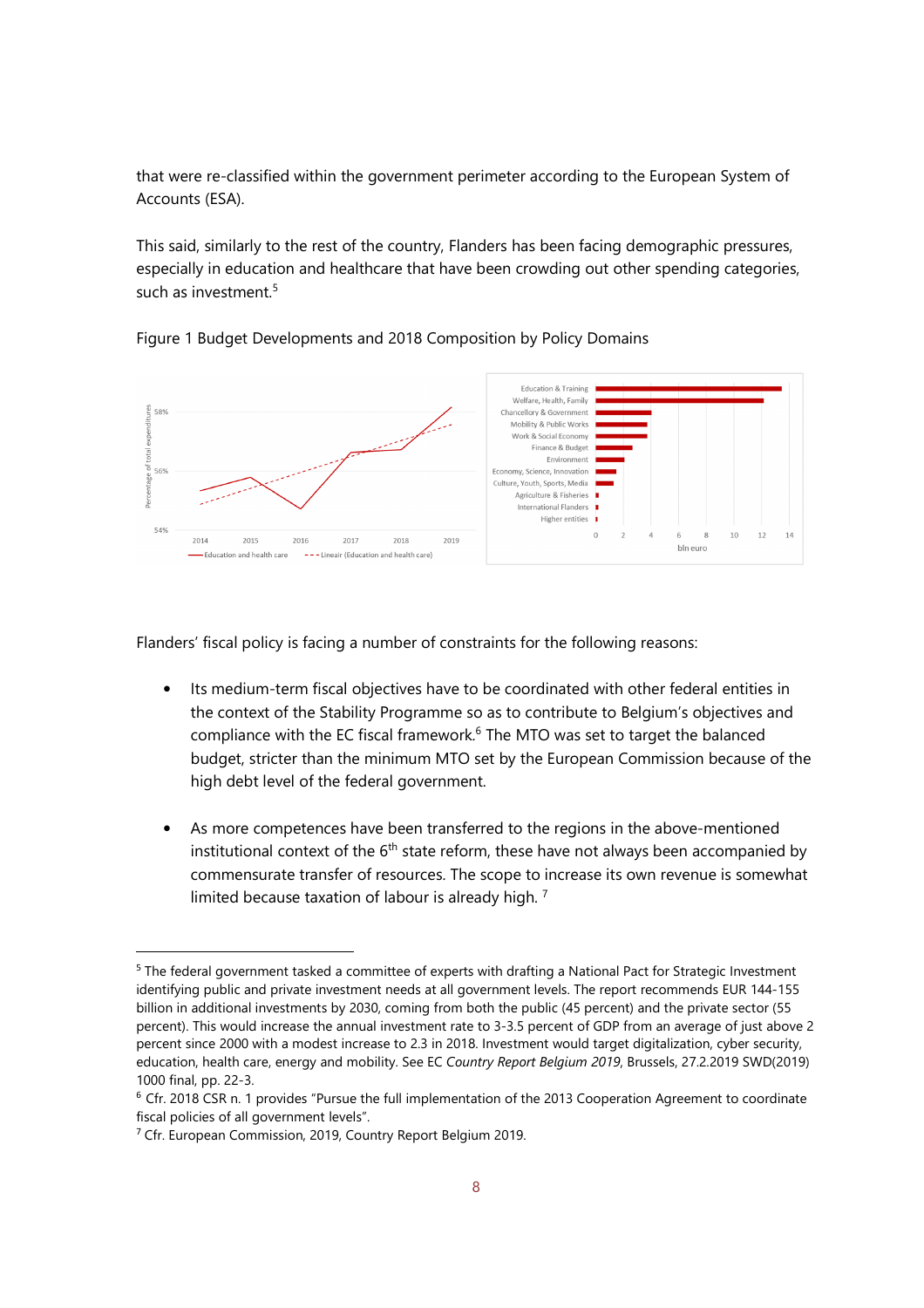that were re-classified within the government perimeter according to the European System of Accounts (ESA).

This said, similarly to the rest of the country, Flanders has been facing demographic pressures, especially in education and healthcare that have been crowding out other spending categories, such as investment.[5]

Figure 1 Budget Developments and 2018 Composition by Policy Domains

Flanders' fiscal policy is facing a number of constraints for the following reasons:

- Its medium-term fiscal objectives have to be coordinated with other federal entities in the context of the Stability Programme so as to contribute to Belgium's objectives and compliance with the EC fiscal framework.[6] The MTO was set to target the balanced budget, stricter than the minimum MTO set by the European Commission because of the high debt level of the federal government.

- As more competences have been transferred to the regions in the above-mentioned institutional context of the 6th state reform, these have not always been accompanied by commensurate transfer of resources. The scope to increase its own revenue is somewhat limited because taxation of labour is already high. [7]

---

[5] The federal government tasked a committee of experts with drafting a National Pact for Strategic Investment identifying public and private investment needs at all government levels. The report recommends EUR 144-155 billion in additional investments by 2030, coming from both the public (45 percent) and the private sector (55 percent). This would increase the annual investment rate to 3-3.5 percent of GDP from an average of just above 2 percent since 2000 with a modest increase to 2.3 in 2018. Investment would target digitalization, cyber security, education, health care, energy and mobility. See EC *Country Report Belgium 2019*, Brussels, 27.2.2019 SWD(2019) 1000 final, pp. 22-3.

[6] Cfr. 2018 CSR n. 1 provides "Pursue the full implementation of the 2013 Cooperation Agreement to coordinate fiscal policies of all government levels".

[7] Cfr. European Commission, 2019, Country Report Belgium 2019.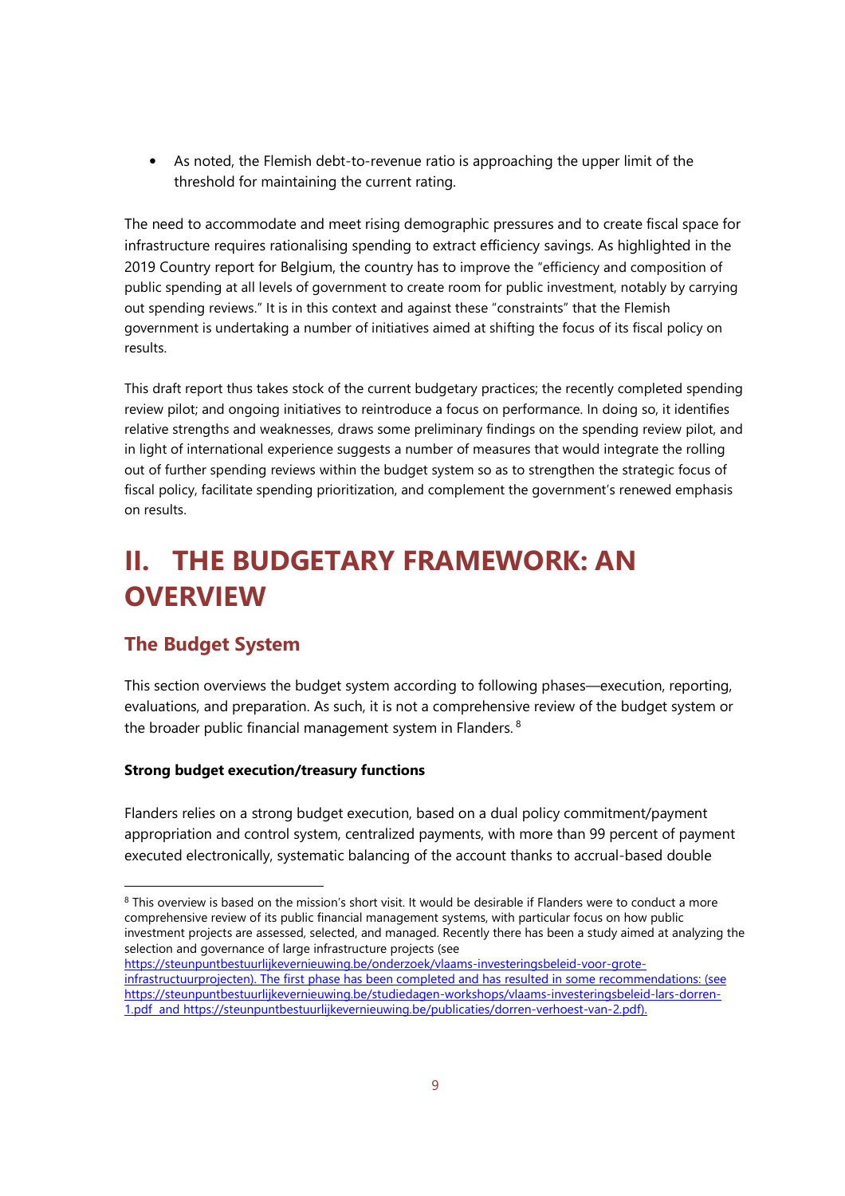- As noted, the Flemish debt-to-revenue ratio is approaching the upper limit of the threshold for maintaining the current rating.

The need to accommodate and meet rising demographic pressures and to create fiscal space for infrastructure requires rationalising spending to extract efficiency savings. As highlighted in the 2019 Country report for Belgium, the country has to improve the "efficiency and composition of public spending at all levels of government to create room for public investment, notably by carrying out spending reviews." It is in this context and against these "constraints" that the Flemish government is undertaking a number of initiatives aimed at shifting the focus of its fiscal policy on results.

This draft report thus takes stock of the current budgetary practices; the recently completed spending review pilot; and ongoing initiatives to reintroduce a focus on performance. In doing so, it identifies relative strengths and weaknesses, draws some preliminary findings on the spending review pilot, and in light of international experience suggests a number of measures that would integrate the rolling out of further spending reviews within the budget system so as to strengthen the strategic focus of fiscal policy, facilitate spending prioritization, and complement the government's renewed emphasis on results.

# II. THE BUDGETARY FRAMEWORK: AN OVERVIEW

## The Budget System

This section overviews the budget system according to following phases—execution, reporting, evaluations, and preparation. As such, it is not a comprehensive review of the budget system or the broader public financial management system in Flanders. [8]

**Strong budget execution/treasury functions**

Flanders relies on a strong budget execution, based on a dual policy commitment/payment appropriation and control system, centralized payments, with more than 99 percent of payment executed electronically, systematic balancing of the account thanks to accrual-based double

---

[8] This overview is based on the mission's short visit. It would be desirable if Flanders were to conduct a more comprehensive review of its public financial management systems, with particular focus on how public investment projects are assessed, selected, and managed. Recently there has been a study aimed at analyzing the selection and governance of large infrastructure projects (see https://steunpuntbestuurlijkevernieuwing.be/onderzoek/vlaams-investeringsbeleid-voor-grote-infrastructuurprojecten). The first phase has been completed and has resulted in some recommendations: (see https://steunpuntbestuurlijkevernieuwing.be/studiedagen-workshops/vlaams-investeringsbeleid-lars-dorren-1.pdf and https://steunpuntbestuurlijkevernieuwing.be/publicaties/dorren-verhoest-van-2.pdf).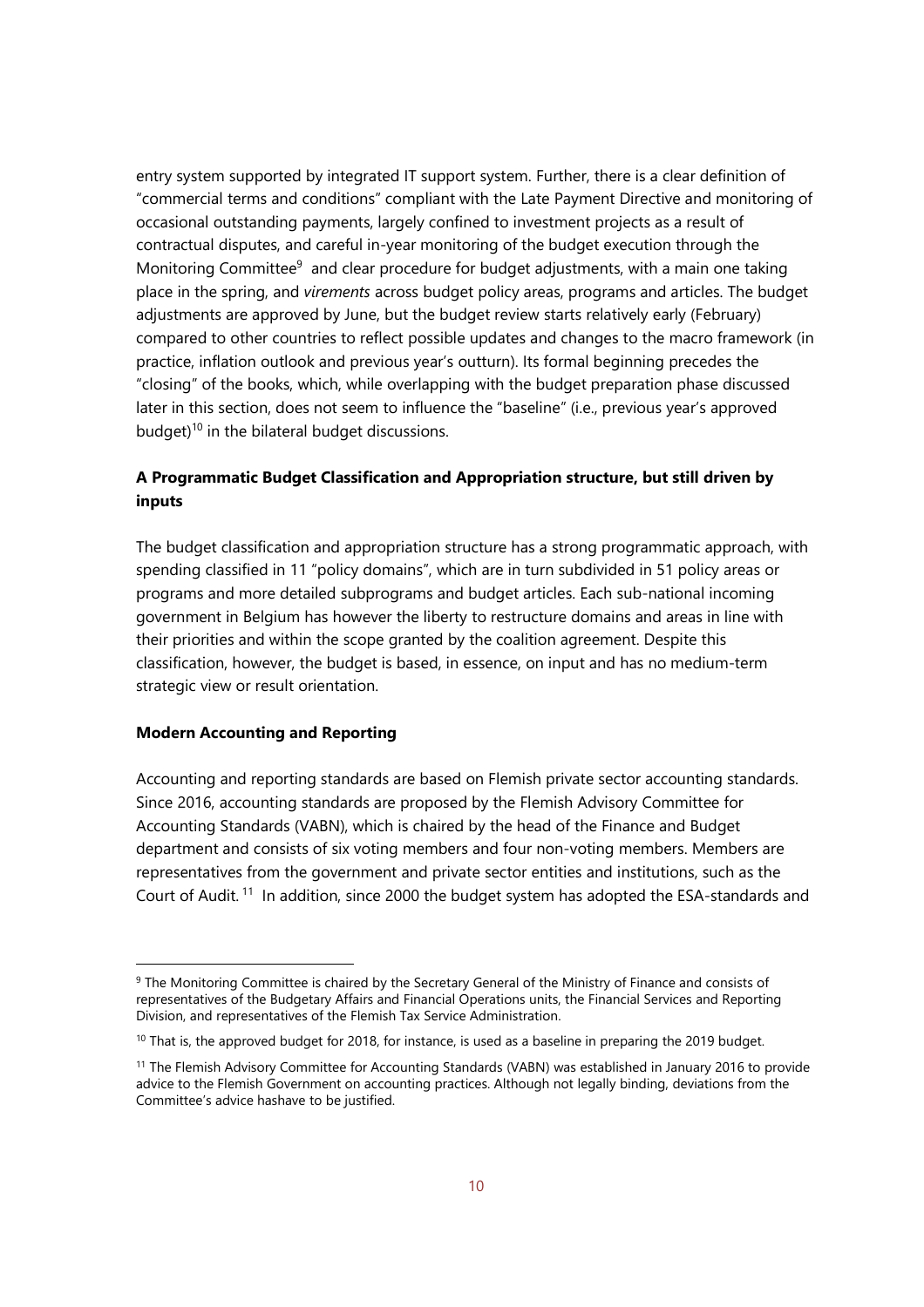entry system supported by integrated IT support system. Further, there is a clear definition of "commercial terms and conditions" compliant with the Late Payment Directive and monitoring of occasional outstanding payments, largely confined to investment projects as a result of contractual disputes, and careful in-year monitoring of the budget execution through the Monitoring Committee[9] and clear procedure for budget adjustments, with a main one taking place in the spring, and *virements* across budget policy areas, programs and articles. The budget adjustments are approved by June, but the budget review starts relatively early (February) compared to other countries to reflect possible updates and changes to the macro framework (in practice, inflation outlook and previous year's outturn). Its formal beginning precedes the "closing" of the books, which, while overlapping with the budget preparation phase discussed later in this section, does not seem to influence the "baseline" (i.e., previous year's approved budget)[10] in the bilateral budget discussions.

**A Programmatic Budget Classification and Appropriation structure, but still driven by inputs**

The budget classification and appropriation structure has a strong programmatic approach, with spending classified in 11 "policy domains", which are in turn subdivided in 51 policy areas or programs and more detailed subprograms and budget articles. Each sub-national incoming government in Belgium has however the liberty to restructure domains and areas in line with their priorities and within the scope granted by the coalition agreement. Despite this classification, however, the budget is based, in essence, on input and has no medium-term strategic view or result orientation.

**Modern Accounting and Reporting**

Accounting and reporting standards are based on Flemish private sector accounting standards. Since 2016, accounting standards are proposed by the Flemish Advisory Committee for Accounting Standards (VABN), which is chaired by the head of the Finance and Budget department and consists of six voting members and four non-voting members. Members are representatives from the government and private sector entities and institutions, such as the Court of Audit.[11] In addition, since 2000 the budget system has adopted the ESA-standards and

---

[9] The Monitoring Committee is chaired by the Secretary General of the Ministry of Finance and consists of representatives of the Budgetary Affairs and Financial Operations units, the Financial Services and Reporting Division, and representatives of the Flemish Tax Service Administration.

[10] That is, the approved budget for 2018, for instance, is used as a baseline in preparing the 2019 budget.

[11] The Flemish Advisory Committee for Accounting Standards (VABN) was established in January 2016 to provide advice to the Flemish Government on accounting practices. Although not legally binding, deviations from the Committee's advice hashave to be justified.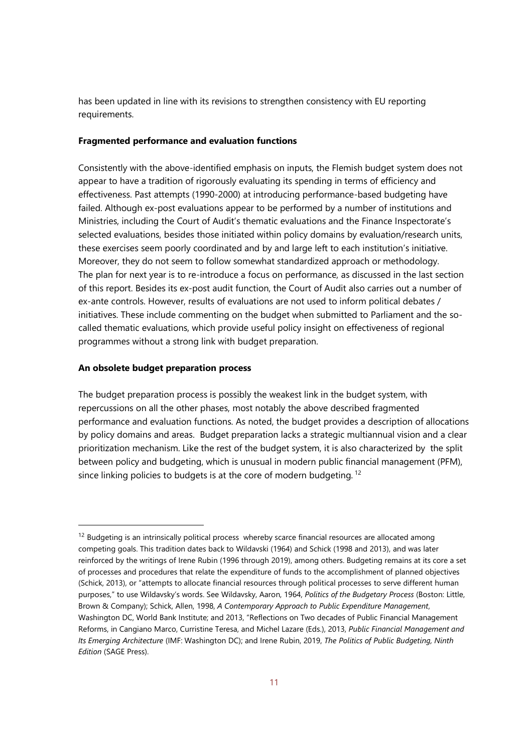has been updated in line with its revisions to strengthen consistency with EU reporting requirements.

**Fragmented performance and evaluation functions**

Consistently with the above-identified emphasis on inputs, the Flemish budget system does not appear to have a tradition of rigorously evaluating its spending in terms of efficiency and effectiveness. Past attempts (1990-2000) at introducing performance-based budgeting have failed. Although ex-post evaluations appear to be performed by a number of institutions and Ministries, including the Court of Audit's thematic evaluations and the Finance Inspectorate's selected evaluations, besides those initiated within policy domains by evaluation/research units, these exercises seem poorly coordinated and by and large left to each institution's initiative. Moreover, they do not seem to follow somewhat standardized approach or methodology. The plan for next year is to re-introduce a focus on performance, as discussed in the last section of this report. Besides its ex-post audit function, the Court of Audit also carries out a number of ex-ante controls. However, results of evaluations are not used to inform political debates / initiatives. These include commenting on the budget when submitted to Parliament and the so-called thematic evaluations, which provide useful policy insight on effectiveness of regional programmes without a strong link with budget preparation.

**An obsolete budget preparation process**

The budget preparation process is possibly the weakest link in the budget system, with repercussions on all the other phases, most notably the above described fragmented performance and evaluation functions. As noted, the budget provides a description of allocations by policy domains and areas. Budget preparation lacks a strategic multiannual vision and a clear prioritization mechanism. Like the rest of the budget system, it is also characterized by the split between policy and budgeting, which is unusual in modern public financial management (PFM), since linking policies to budgets is at the core of modern budgeting. [12]

---

[12] Budgeting is an intrinsically political process whereby scarce financial resources are allocated among competing goals. This tradition dates back to Wildavski (1964) and Schick (1998 and 2013), and was later reinforced by the writings of Irene Rubin (1996 through 2019), among others. Budgeting remains at its core a set of processes and procedures that relate the expenditure of funds to the accomplishment of planned objectives (Schick, 2013), or "attempts to allocate financial resources through political processes to serve different human purposes," to use Wildavsky's words. See Wildavsky, Aaron, 1964, *Politics of the Budgetary Process* (Boston: Little, Brown & Company); Schick, Allen, 1998, *A Contemporary Approach to Public Expenditure Management*, Washington DC, World Bank Institute; and 2013, "Reflections on Two decades of Public Financial Management Reforms, in Cangiano Marco, Curristine Teresa, and Michel Lazare (Eds.), 2013, *Public Financial Management and Its Emerging Architecture* (IMF: Washington DC); and Irene Rubin, 2019, *The Politics of Public Budgeting, Ninth Edition* (SAGE Press).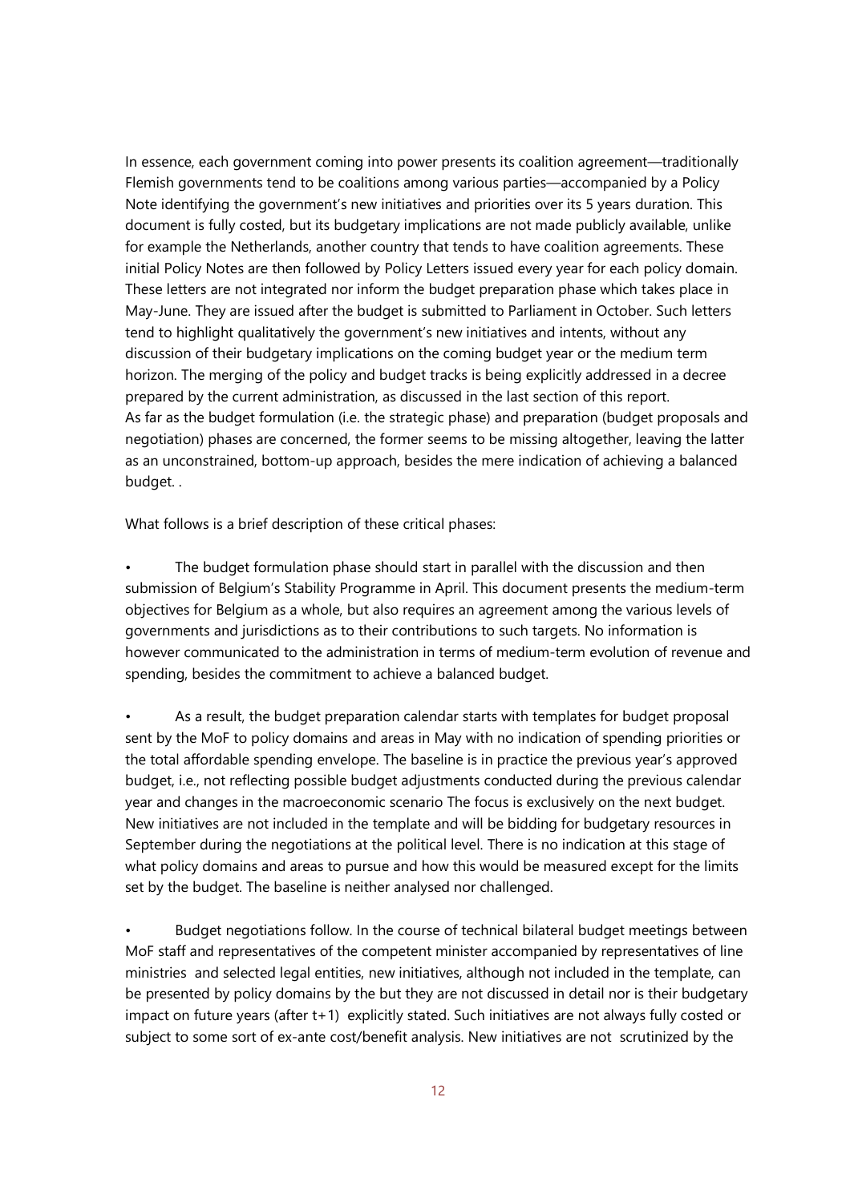In essence, each government coming into power presents its coalition agreement—traditionally Flemish governments tend to be coalitions among various parties—accompanied by a Policy Note identifying the government's new initiatives and priorities over its 5 years duration. This document is fully costed, but its budgetary implications are not made publicly available, unlike for example the Netherlands, another country that tends to have coalition agreements. These initial Policy Notes are then followed by Policy Letters issued every year for each policy domain. These letters are not integrated nor inform the budget preparation phase which takes place in May-June. They are issued after the budget is submitted to Parliament in October. Such letters tend to highlight qualitatively the government's new initiatives and intents, without any discussion of their budgetary implications on the coming budget year or the medium term horizon. The merging of the policy and budget tracks is being explicitly addressed in a decree prepared by the current administration, as discussed in the last section of this report.
As far as the budget formulation (i.e. the strategic phase) and preparation (budget proposals and negotiation) phases are concerned, the former seems to be missing altogether, leaving the latter as an unconstrained, bottom-up approach, besides the mere indication of achieving a balanced budget. .

What follows is a brief description of these critical phases:

- The budget formulation phase should start in parallel with the discussion and then submission of Belgium's Stability Programme in April. This document presents the medium-term objectives for Belgium as a whole, but also requires an agreement among the various levels of governments and jurisdictions as to their contributions to such targets. No information is however communicated to the administration in terms of medium-term evolution of revenue and spending, besides the commitment to achieve a balanced budget.

- As a result, the budget preparation calendar starts with templates for budget proposal sent by the MoF to policy domains and areas in May with no indication of spending priorities or the total affordable spending envelope. The baseline is in practice the previous year's approved budget, i.e., not reflecting possible budget adjustments conducted during the previous calendar year and changes in the macroeconomic scenario The focus is exclusively on the next budget. New initiatives are not included in the template and will be bidding for budgetary resources in September during the negotiations at the political level. There is no indication at this stage of what policy domains and areas to pursue and how this would be measured except for the limits set by the budget. The baseline is neither analysed nor challenged.

- Budget negotiations follow. In the course of technical bilateral budget meetings between MoF staff and representatives of the competent minister accompanied by representatives of line ministries and selected legal entities, new initiatives, although not included in the template, can be presented by policy domains by the but they are not discussed in detail nor is their budgetary impact on future years (after t+1) explicitly stated. Such initiatives are not always fully costed or subject to some sort of ex-ante cost/benefit analysis. New initiatives are not scrutinized by the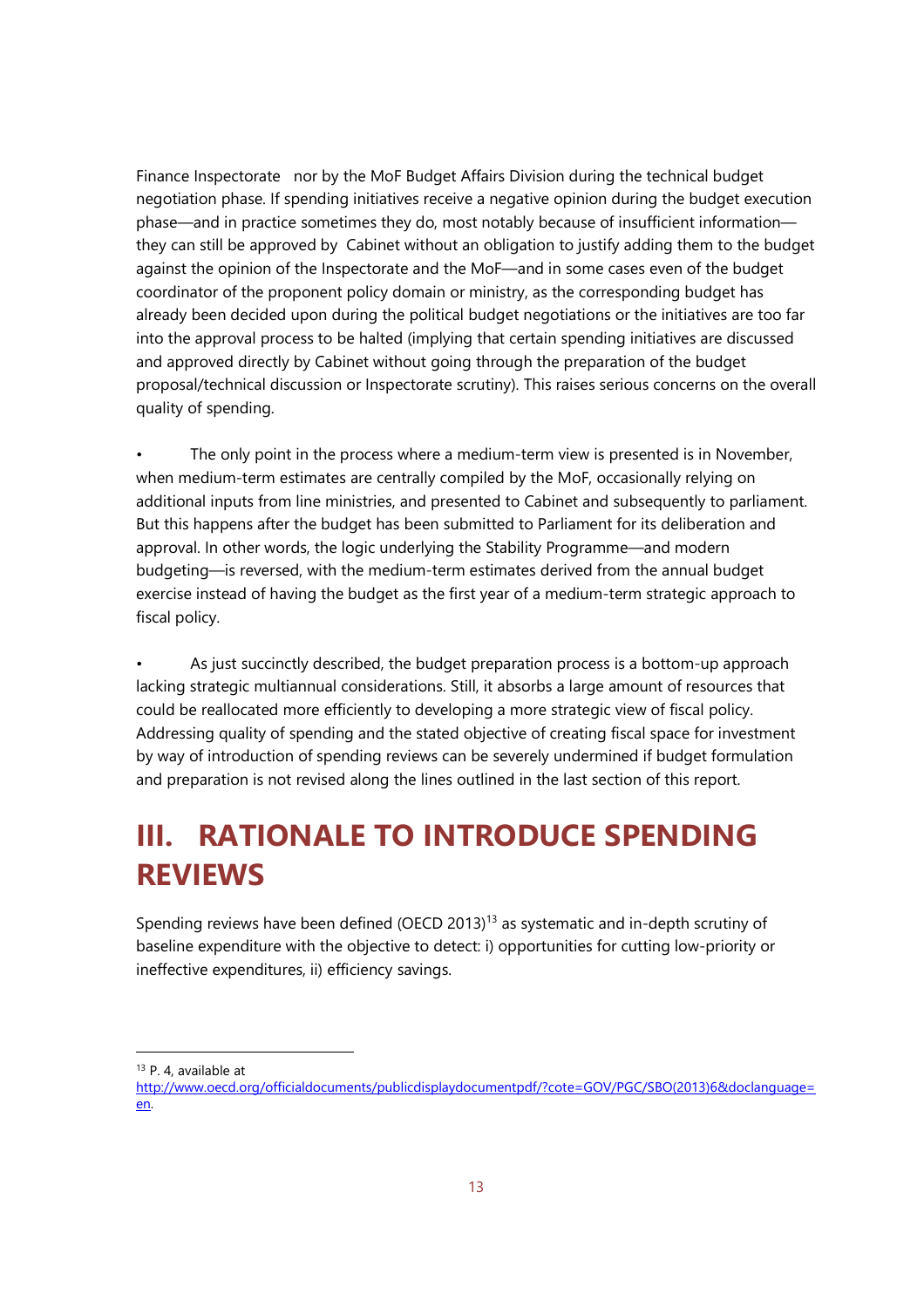Finance Inspectorate nor by the MoF Budget Affairs Division during the technical budget negotiation phase. If spending initiatives receive a negative opinion during the budget execution phase—and in practice sometimes they do, most notably because of insufficient information—they can still be approved by Cabinet without an obligation to justify adding them to the budget against the opinion of the Inspectorate and the MoF—and in some cases even of the budget coordinator of the proponent policy domain or ministry, as the corresponding budget has already been decided upon during the political budget negotiations or the initiatives are too far into the approval process to be halted (implying that certain spending initiatives are discussed and approved directly by Cabinet without going through the preparation of the budget proposal/technical discussion or Inspectorate scrutiny). This raises serious concerns on the overall quality of spending.

- The only point in the process where a medium-term view is presented is in November, when medium-term estimates are centrally compiled by the MoF, occasionally relying on additional inputs from line ministries, and presented to Cabinet and subsequently to parliament. But this happens after the budget has been submitted to Parliament for its deliberation and approval. In other words, the logic underlying the Stability Programme—and modern budgeting—is reversed, with the medium-term estimates derived from the annual budget exercise instead of having the budget as the first year of a medium-term strategic approach to fiscal policy.

- As just succinctly described, the budget preparation process is a bottom-up approach lacking strategic multiannual considerations. Still, it absorbs a large amount of resources that could be reallocated more efficiently to developing a more strategic view of fiscal policy. Addressing quality of spending and the stated objective of creating fiscal space for investment by way of introduction of spending reviews can be severely undermined if budget formulation and preparation is not revised along the lines outlined in the last section of this report.

# III. RATIONALE TO INTRODUCE SPENDING REVIEWS

Spending reviews have been defined (OECD 2013)[13] as systematic and in-depth scrutiny of baseline expenditure with the objective to detect: i) opportunities for cutting low-priority or ineffective expenditures, ii) efficiency savings.

---

[13] P. 4, available at http://www.oecd.org/officialdocuments/publicdisplaydocumentpdf/?cote=GOV/PGC/SBO(2013)6&doclanguage=en.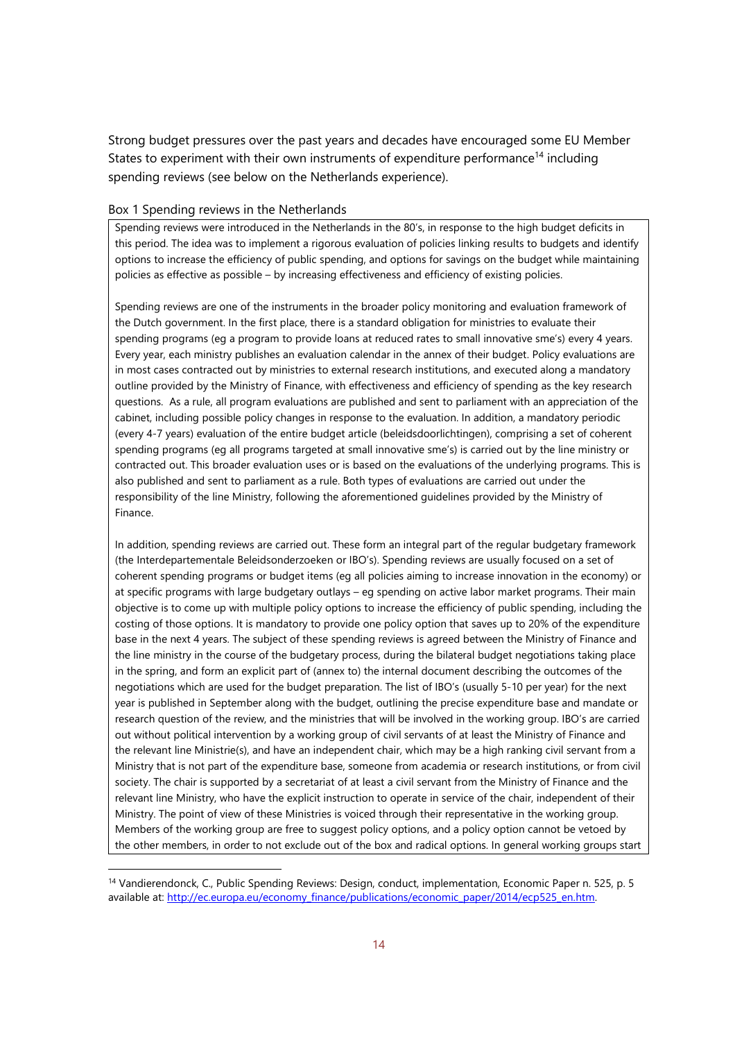Strong budget pressures over the past years and decades have encouraged some EU Member States to experiment with their own instruments of expenditure performance[14] including spending reviews (see below on the Netherlands experience).

Box 1 Spending reviews in the Netherlands

> Spending reviews were introduced in the Netherlands in the 80's, in response to the high budget deficits in this period. The idea was to implement a rigorous evaluation of policies linking results to budgets and identify options to increase the efficiency of public spending, and options for savings on the budget while maintaining policies as effective as possible – by increasing effectiveness and efficiency of existing policies.
>
> Spending reviews are one of the instruments in the broader policy monitoring and evaluation framework of the Dutch government. In the first place, there is a standard obligation for ministries to evaluate their spending programs (eg a program to provide loans at reduced rates to small innovative sme's) every 4 years. Every year, each ministry publishes an evaluation calendar in the annex of their budget. Policy evaluations are in most cases contracted out by ministries to external research institutions, and executed along a mandatory outline provided by the Ministry of Finance, with effectiveness and efficiency of spending as the key research questions. As a rule, all program evaluations are published and sent to parliament with an appreciation of the cabinet, including possible policy changes in response to the evaluation. In addition, a mandatory periodic (every 4-7 years) evaluation of the entire budget article (beleidsdoorlichtingen), comprising a set of coherent spending programs (eg all programs targeted at small innovative sme's) is carried out by the line ministry or contracted out. This broader evaluation uses or is based on the evaluations of the underlying programs. This is also published and sent to parliament as a rule. Both types of evaluations are carried out under the responsibility of the line Ministry, following the aforementioned guidelines provided by the Ministry of Finance.
>
> In addition, spending reviews are carried out. These form an integral part of the regular budgetary framework (the Interdepartementale Beleidsonderzoeken or IBO's). Spending reviews are usually focused on a set of coherent spending programs or budget items (eg all policies aiming to increase innovation in the economy) or at specific programs with large budgetary outlays – eg spending on active labor market programs. Their main objective is to come up with multiple policy options to increase the efficiency of public spending, including the costing of those options. It is mandatory to provide one policy option that saves up to 20% of the expenditure base in the next 4 years. The subject of these spending reviews is agreed between the Ministry of Finance and the line ministry in the course of the budgetary process, during the bilateral budget negotiations taking place in the spring, and form an explicit part of (annex to) the internal document describing the outcomes of the negotiations which are used for the budget preparation. The list of IBO's (usually 5-10 per year) for the next year is published in September along with the budget, outlining the precise expenditure base and mandate or research question of the review, and the ministries that will be involved in the working group. IBO's are carried out without political intervention by a working group of civil servants of at least the Ministry of Finance and the relevant line Ministrie(s), and have an independent chair, which may be a high ranking civil servant from a Ministry that is not part of the expenditure base, someone from academia or research institutions, or from civil society. The chair is supported by a secretariat of at least a civil servant from the Ministry of Finance and the relevant line Ministry, who have the explicit instruction to operate in service of the chair, independent of their Ministry. The point of view of these Ministries is voiced through their representative in the working group. Members of the working group are free to suggest policy options, and a policy option cannot be vetoed by the other members, in order to not exclude out of the box and radical options. In general working groups start

[14] Vandierendonck, C., Public Spending Reviews: Design, conduct, implementation, Economic Paper n. 525, p. 5 available at: http://ec.europa.eu/economy_finance/publications/economic_paper/2014/ecp525_en.htm.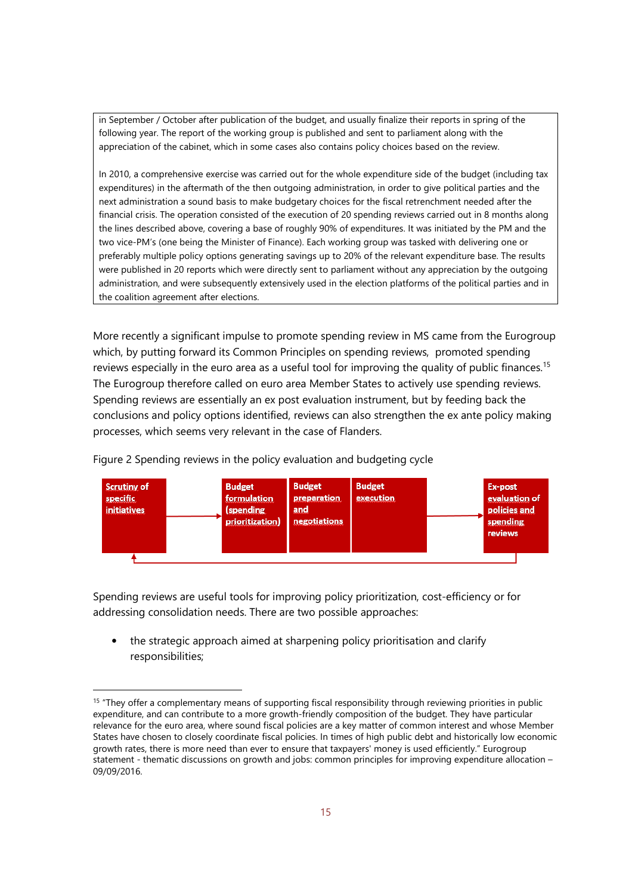in September / October after publication of the budget, and usually finalize their reports in spring of the following year. The report of the working group is published and sent to parliament along with the appreciation of the cabinet, which in some cases also contains policy choices based on the review.

In 2010, a comprehensive exercise was carried out for the whole expenditure side of the budget (including tax expenditures) in the aftermath of the then outgoing administration, in order to give political parties and the next administration a sound basis to make budgetary choices for the fiscal retrenchment needed after the financial crisis. The operation consisted of the execution of 20 spending reviews carried out in 8 months along the lines described above, covering a base of roughly 90% of expenditures. It was initiated by the PM and the two vice-PM's (one being the Minister of Finance). Each working group was tasked with delivering one or preferably multiple policy options generating savings up to 20% of the relevant expenditure base. The results were published in 20 reports which were directly sent to parliament without any appreciation by the outgoing administration, and were subsequently extensively used in the election platforms of the political parties and in the coalition agreement after elections.

More recently a significant impulse to promote spending review in MS came from the Eurogroup which, by putting forward its Common Principles on spending reviews, promoted spending reviews especially in the euro area as a useful tool for improving the quality of public finances.[15] The Eurogroup therefore called on euro area Member States to actively use spending reviews. Spending reviews are essentially an ex post evaluation instrument, but by feeding back the conclusions and policy options identified, reviews can also strengthen the ex ante policy making processes, which seems very relevant in the case of Flanders.

Figure 2 Spending reviews in the policy evaluation and budgeting cycle

**Scrutiny of specific initiatives** → **Budget formulation (spending prioritization)** | **Budget preparation and negotiations** | **Budget execution** → **Ex-post evaluation of policies and spending reviews** → (back to Scrutiny of specific initiatives)

Spending reviews are useful tools for improving policy prioritization, cost-efficiency or for addressing consolidation needs. There are two possible approaches:

- the strategic approach aimed at sharpening policy prioritisation and clarify responsibilities;

[15] "They offer a complementary means of supporting fiscal responsibility through reviewing priorities in public expenditure, and can contribute to a more growth-friendly composition of the budget. They have particular relevance for the euro area, where sound fiscal policies are a key matter of common interest and whose Member States have chosen to closely coordinate fiscal policies. In times of high public debt and historically low economic growth rates, there is more need than ever to ensure that taxpayers' money is used efficiently." Eurogroup statement - thematic discussions on growth and jobs: common principles for improving expenditure allocation – 09/09/2016.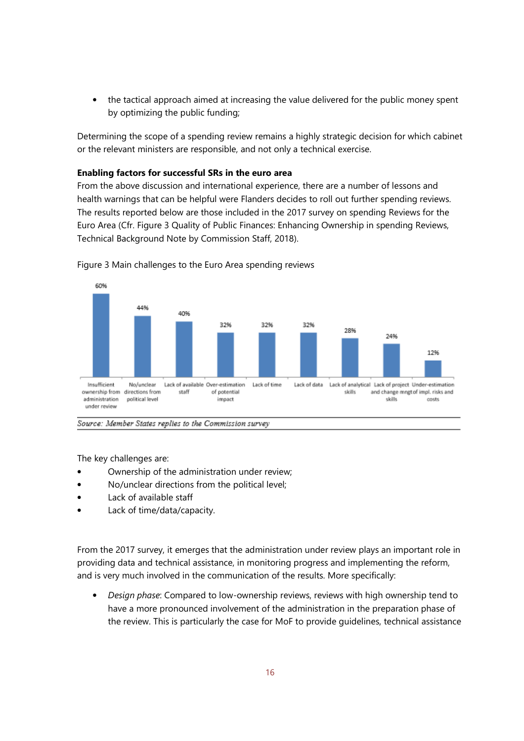- the tactical approach aimed at increasing the value delivered for the public money spent by optimizing the public funding;

Determining the scope of a spending review remains a highly strategic decision for which cabinet or the relevant ministers are responsible, and not only a technical exercise.

**Enabling factors for successful SRs in the euro area**

From the above discussion and international experience, there are a number of lessons and health warnings that can be helpful were Flanders decides to roll out further spending reviews. The results reported below are those included in the 2017 survey on spending Reviews for the Euro Area (Cfr. Figure 3 Quality of Public Finances: Enhancing Ownership in spending Reviews, Technical Background Note by Commission Staff, 2018).

Figure 3 Main challenges to the Euro Area spending reviews

| Challenge | Share |
|---|---|
| Insufficient ownership from administration under review | 60% |
| No/unclear directions from political level | 44% |
| Lack of available staff | 40% |
| Over-estimation of potential impact | 32% |
| Lack of time | 32% |
| Lack of data | 32% |
| Lack of analytical skills | 28% |
| Lack of project and change mngt skills | 24% |
| Under-estimation of impl. risks and costs | 12% |

*Source: Member States replies to the Commission survey*

The key challenges are:

- Ownership of the administration under review;
- No/unclear directions from the political level;
- Lack of available staff
- Lack of time/data/capacity.

From the 2017 survey, it emerges that the administration under review plays an important role in providing data and technical assistance, in monitoring progress and implementing the reform, and is very much involved in the communication of the results. More specifically:

- *Design phase*: Compared to low-ownership reviews, reviews with high ownership tend to have a more pronounced involvement of the administration in the preparation phase of the review. This is particularly the case for MoF to provide guidelines, technical assistance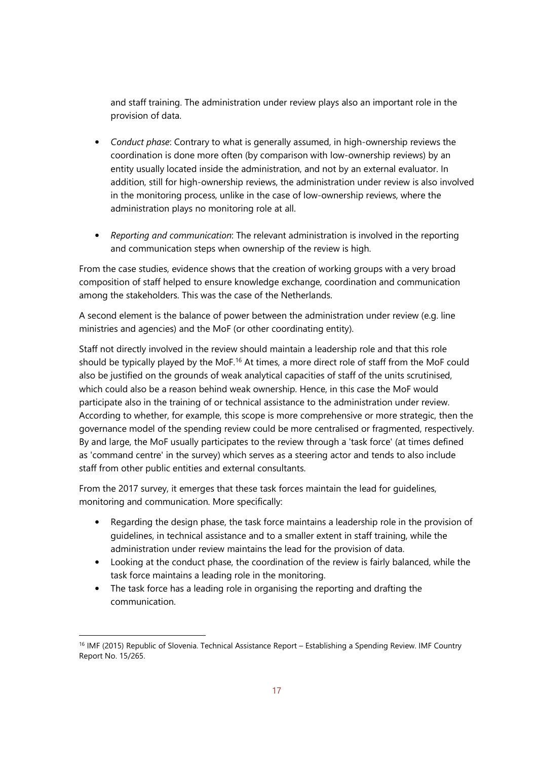and staff training. The administration under review plays also an important role in the provision of data.

- *Conduct phase*: Contrary to what is generally assumed, in high-ownership reviews the coordination is done more often (by comparison with low-ownership reviews) by an entity usually located inside the administration, and not by an external evaluator. In addition, still for high-ownership reviews, the administration under review is also involved in the monitoring process, unlike in the case of low-ownership reviews, where the administration plays no monitoring role at all.

- *Reporting and communication*: The relevant administration is involved in the reporting and communication steps when ownership of the review is high.

From the case studies, evidence shows that the creation of working groups with a very broad composition of staff helped to ensure knowledge exchange, coordination and communication among the stakeholders. This was the case of the Netherlands.

A second element is the balance of power between the administration under review (e.g. line ministries and agencies) and the MoF (or other coordinating entity).

Staff not directly involved in the review should maintain a leadership role and that this role should be typically played by the MoF.[16] At times, a more direct role of staff from the MoF could also be justified on the grounds of weak analytical capacities of staff of the units scrutinised, which could also be a reason behind weak ownership. Hence, in this case the MoF would participate also in the training of or technical assistance to the administration under review. According to whether, for example, this scope is more comprehensive or more strategic, then the governance model of the spending review could be more centralised or fragmented, respectively. By and large, the MoF usually participates to the review through a 'task force' (at times defined as 'command centre' in the survey) which serves as a steering actor and tends to also include staff from other public entities and external consultants.

From the 2017 survey, it emerges that these task forces maintain the lead for guidelines, monitoring and communication. More specifically:

- Regarding the design phase, the task force maintains a leadership role in the provision of guidelines, in technical assistance and to a smaller extent in staff training, while the administration under review maintains the lead for the provision of data.
- Looking at the conduct phase, the coordination of the review is fairly balanced, while the task force maintains a leading role in the monitoring.
- The task force has a leading role in organising the reporting and drafting the communication.

[16] IMF (2015) Republic of Slovenia. Technical Assistance Report – Establishing a Spending Review. IMF Country Report No. 15/265.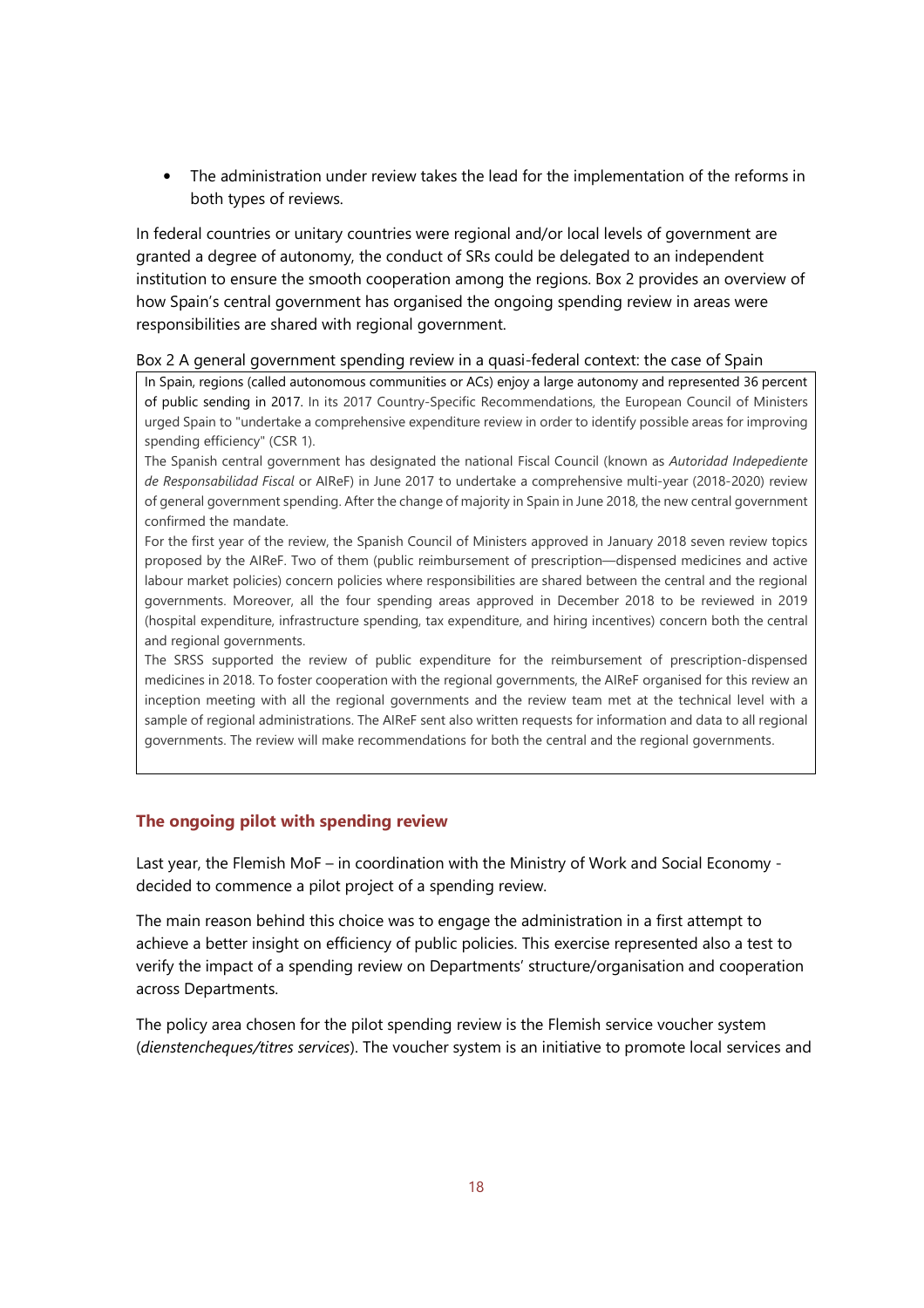- The administration under review takes the lead for the implementation of the reforms in both types of reviews.

In federal countries or unitary countries were regional and/or local levels of government are granted a degree of autonomy, the conduct of SRs could be delegated to an independent institution to ensure the smooth cooperation among the regions. Box 2 provides an overview of how Spain's central government has organised the ongoing spending review in areas were responsibilities are shared with regional government.

Box 2 A general government spending review in a quasi-federal context: the case of Spain

In Spain, regions (called autonomous communities or ACs) enjoy a large autonomy and represented 36 percent of public sending in 2017. In its 2017 Country-Specific Recommendations, the European Council of Ministers urged Spain to "undertake a comprehensive expenditure review in order to identify possible areas for improving spending efficiency" (CSR 1).

The Spanish central government has designated the national Fiscal Council (known as *Autoridad Indepediente de Responsabilidad Fiscal* or AIReF) in June 2017 to undertake a comprehensive multi-year (2018-2020) review of general government spending. After the change of majority in Spain in June 2018, the new central government confirmed the mandate.

For the first year of the review, the Spanish Council of Ministers approved in January 2018 seven review topics proposed by the AIReF. Two of them (public reimbursement of prescription—dispensed medicines and active labour market policies) concern policies where responsibilities are shared between the central and the regional governments. Moreover, all the four spending areas approved in December 2018 to be reviewed in 2019 (hospital expenditure, infrastructure spending, tax expenditure, and hiring incentives) concern both the central and regional governments.

The SRSS supported the review of public expenditure for the reimbursement of prescription-dispensed medicines in 2018. To foster cooperation with the regional governments, the AIReF organised for this review an inception meeting with all the regional governments and the review team met at the technical level with a sample of regional administrations. The AIReF sent also written requests for information and data to all regional governments. The review will make recommendations for both the central and the regional governments.

### The ongoing pilot with spending review

Last year, the Flemish MoF – in coordination with the Ministry of Work and Social Economy - decided to commence a pilot project of a spending review.

The main reason behind this choice was to engage the administration in a first attempt to achieve a better insight on efficiency of public policies. This exercise represented also a test to verify the impact of a spending review on Departments' structure/organisation and cooperation across Departments.

The policy area chosen for the pilot spending review is the Flemish service voucher system (*dienstencheques/titres services*). The voucher system is an initiative to promote local services and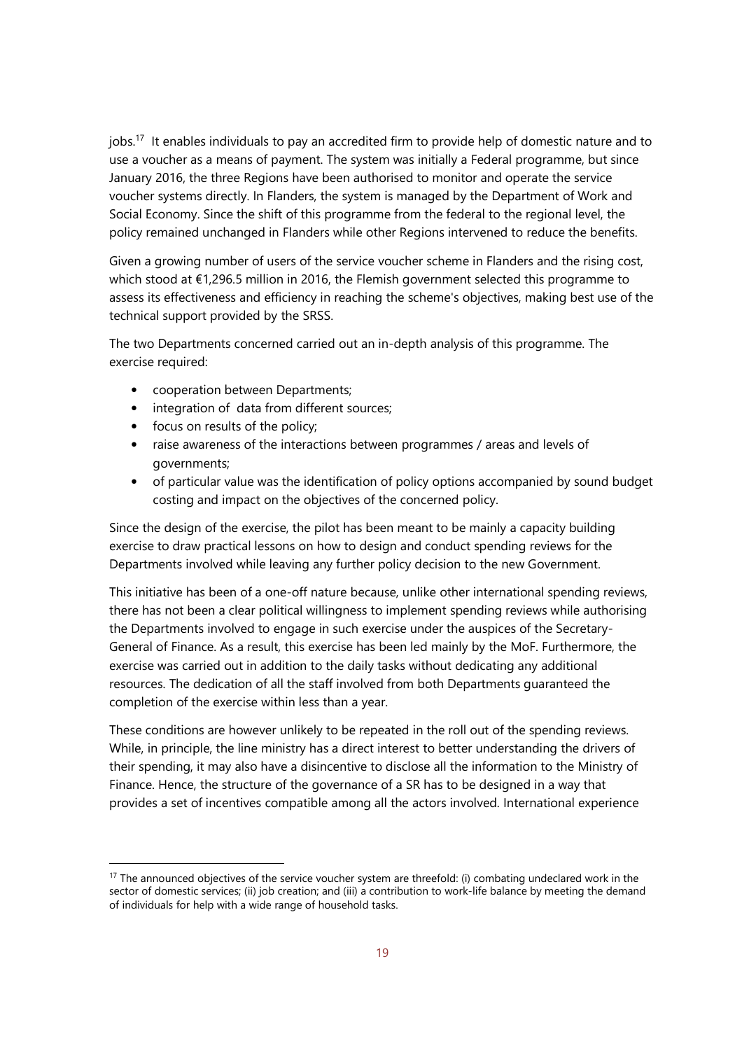jobs.[17] It enables individuals to pay an accredited firm to provide help of domestic nature and to use a voucher as a means of payment. The system was initially a Federal programme, but since January 2016, the three Regions have been authorised to monitor and operate the service voucher systems directly. In Flanders, the system is managed by the Department of Work and Social Economy. Since the shift of this programme from the federal to the regional level, the policy remained unchanged in Flanders while other Regions intervened to reduce the benefits.

Given a growing number of users of the service voucher scheme in Flanders and the rising cost, which stood at €1,296.5 million in 2016, the Flemish government selected this programme to assess its effectiveness and efficiency in reaching the scheme's objectives, making best use of the technical support provided by the SRSS.

The two Departments concerned carried out an in-depth analysis of this programme. The exercise required:

- cooperation between Departments;
- integration of data from different sources;
- focus on results of the policy;
- raise awareness of the interactions between programmes / areas and levels of governments;
- of particular value was the identification of policy options accompanied by sound budget costing and impact on the objectives of the concerned policy.

Since the design of the exercise, the pilot has been meant to be mainly a capacity building exercise to draw practical lessons on how to design and conduct spending reviews for the Departments involved while leaving any further policy decision to the new Government.

This initiative has been of a one-off nature because, unlike other international spending reviews, there has not been a clear political willingness to implement spending reviews while authorising the Departments involved to engage in such exercise under the auspices of the Secretary-General of Finance. As a result, this exercise has been led mainly by the MoF. Furthermore, the exercise was carried out in addition to the daily tasks without dedicating any additional resources. The dedication of all the staff involved from both Departments guaranteed the completion of the exercise within less than a year.

These conditions are however unlikely to be repeated in the roll out of the spending reviews. While, in principle, the line ministry has a direct interest to better understanding the drivers of their spending, it may also have a disincentive to disclose all the information to the Ministry of Finance. Hence, the structure of the governance of a SR has to be designed in a way that provides a set of incentives compatible among all the actors involved. International experience

[17] The announced objectives of the service voucher system are threefold: (i) combating undeclared work in the sector of domestic services; (ii) job creation; and (iii) a contribution to work-life balance by meeting the demand of individuals for help with a wide range of household tasks.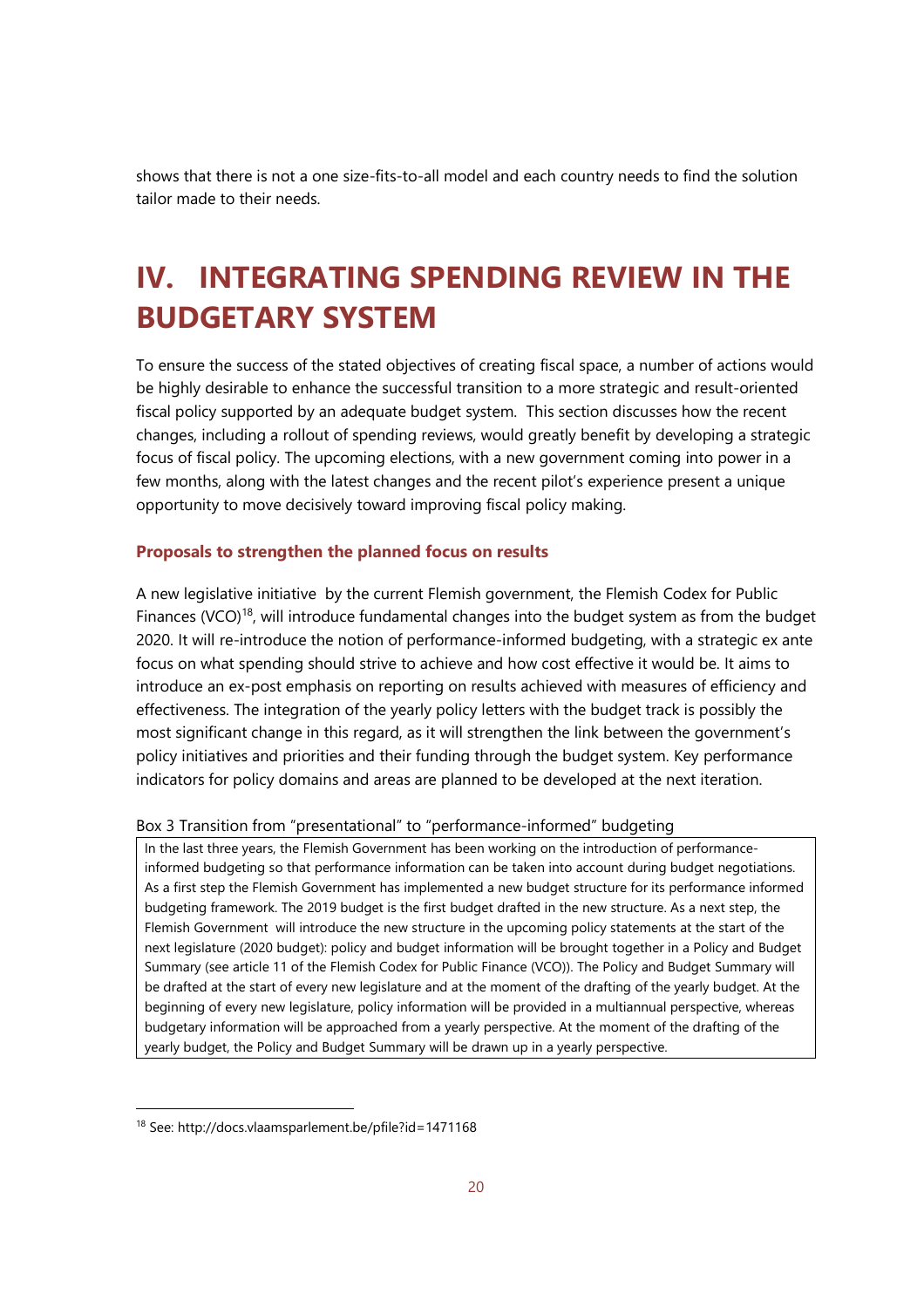shows that there is not a one size-fits-to-all model and each country needs to find the solution tailor made to their needs.

# IV. INTEGRATING SPENDING REVIEW IN THE BUDGETARY SYSTEM

To ensure the success of the stated objectives of creating fiscal space, a number of actions would be highly desirable to enhance the successful transition to a more strategic and result-oriented fiscal policy supported by an adequate budget system. This section discusses how the recent changes, including a rollout of spending reviews, would greatly benefit by developing a strategic focus of fiscal policy. The upcoming elections, with a new government coming into power in a few months, along with the latest changes and the recent pilot's experience present a unique opportunity to move decisively toward improving fiscal policy making.

### Proposals to strengthen the planned focus on results

A new legislative initiative by the current Flemish government, the Flemish Codex for Public Finances (VCO)[18], will introduce fundamental changes into the budget system as from the budget 2020. It will re-introduce the notion of performance-informed budgeting, with a strategic ex ante focus on what spending should strive to achieve and how cost effective it would be. It aims to introduce an ex-post emphasis on reporting on results achieved with measures of efficiency and effectiveness. The integration of the yearly policy letters with the budget track is possibly the most significant change in this regard, as it will strengthen the link between the government's policy initiatives and priorities and their funding through the budget system. Key performance indicators for policy domains and areas are planned to be developed at the next iteration.

Box 3 Transition from "presentational" to "performance-informed" budgeting

> In the last three years, the Flemish Government has been working on the introduction of performance-informed budgeting so that performance information can be taken into account during budget negotiations. As a first step the Flemish Government has implemented a new budget structure for its performance informed budgeting framework. The 2019 budget is the first budget drafted in the new structure. As a next step, the Flemish Government will introduce the new structure in the upcoming policy statements at the start of the next legislature (2020 budget): policy and budget information will be brought together in a Policy and Budget Summary (see article 11 of the Flemish Codex for Public Finance (VCO)). The Policy and Budget Summary will be drafted at the start of every new legislature and at the moment of the drafting of the yearly budget. At the beginning of every new legislature, policy information will be provided in a multiannual perspective, whereas budgetary information will be approached from a yearly perspective. At the moment of the drafting of the yearly budget, the Policy and Budget Summary will be drawn up in a yearly perspective.

[18] See: http://docs.vlaamsparlement.be/pfile?id=1471168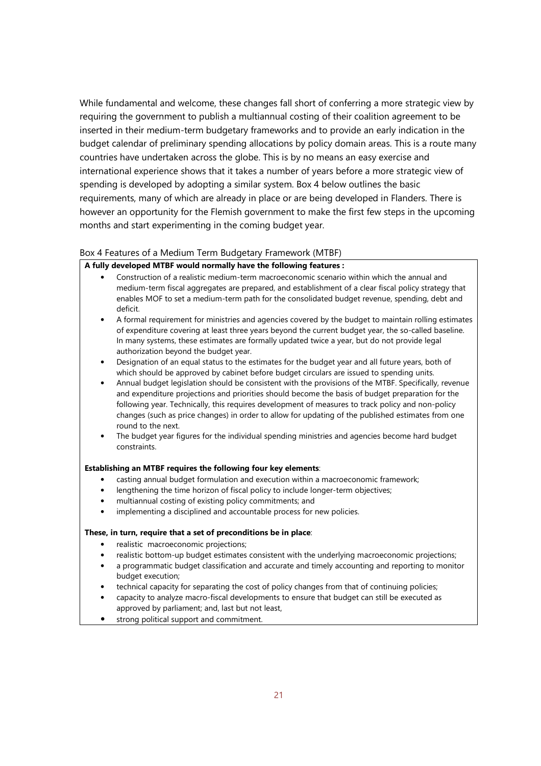While fundamental and welcome, these changes fall short of conferring a more strategic view by requiring the government to publish a multiannual costing of their coalition agreement to be inserted in their medium-term budgetary frameworks and to provide an early indication in the budget calendar of preliminary spending allocations by policy domain areas. This is a route many countries have undertaken across the globe. This is by no means an easy exercise and international experience shows that it takes a number of years before a more strategic view of spending is developed by adopting a similar system. Box 4 below outlines the basic requirements, many of which are already in place or are being developed in Flanders. There is however an opportunity for the Flemish government to make the first few steps in the upcoming months and start experimenting in the coming budget year.

Box 4 Features of a Medium Term Budgetary Framework (MTBF)

**A fully developed MTBF would normally have the following features :**

- Construction of a realistic medium-term macroeconomic scenario within which the annual and medium-term fiscal aggregates are prepared, and establishment of a clear fiscal policy strategy that enables MOF to set a medium-term path for the consolidated budget revenue, spending, debt and deficit.
- A formal requirement for ministries and agencies covered by the budget to maintain rolling estimates of expenditure covering at least three years beyond the current budget year, the so-called baseline. In many systems, these estimates are formally updated twice a year, but do not provide legal authorization beyond the budget year.
- Designation of an equal status to the estimates for the budget year and all future years, both of which should be approved by cabinet before budget circulars are issued to spending units.
- Annual budget legislation should be consistent with the provisions of the MTBF. Specifically, revenue and expenditure projections and priorities should become the basis of budget preparation for the following year. Technically, this requires development of measures to track policy and non-policy changes (such as price changes) in order to allow for updating of the published estimates from one round to the next.
- The budget year figures for the individual spending ministries and agencies become hard budget constraints.

**Establishing an MTBF requires the following four key elements**:

- casting annual budget formulation and execution within a macroeconomic framework;
- lengthening the time horizon of fiscal policy to include longer-term objectives;
- multiannual costing of existing policy commitments; and
- implementing a disciplined and accountable process for new policies.

**These, in turn, require that a set of preconditions be in place**:

- realistic macroeconomic projections;
- realistic bottom-up budget estimates consistent with the underlying macroeconomic projections;
- a programmatic budget classification and accurate and timely accounting and reporting to monitor budget execution;
- technical capacity for separating the cost of policy changes from that of continuing policies;
- capacity to analyze macro-fiscal developments to ensure that budget can still be executed as approved by parliament; and, last but not least,
- strong political support and commitment.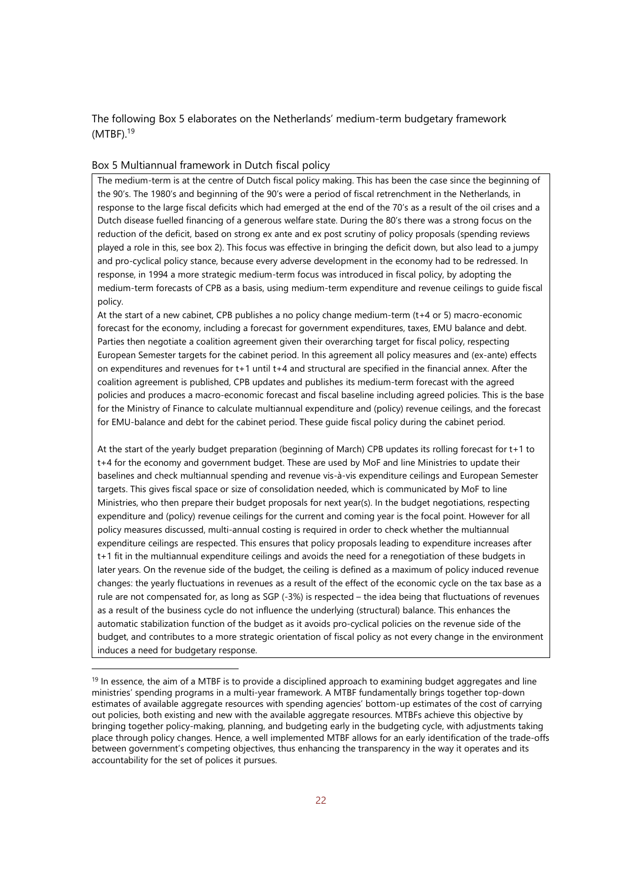The following Box 5 elaborates on the Netherlands' medium-term budgetary framework (MTBF).[19]

Box 5 Multiannual framework in Dutch fiscal policy

The medium-term is at the centre of Dutch fiscal policy making. This has been the case since the beginning of the 90's. The 1980's and beginning of the 90's were a period of fiscal retrenchment in the Netherlands, in response to the large fiscal deficits which had emerged at the end of the 70's as a result of the oil crises and a Dutch disease fuelled financing of a generous welfare state. During the 80's there was a strong focus on the reduction of the deficit, based on strong ex ante and ex post scrutiny of policy proposals (spending reviews played a role in this, see box 2). This focus was effective in bringing the deficit down, but also lead to a jumpy and pro-cyclical policy stance, because every adverse development in the economy had to be redressed. In response, in 1994 a more strategic medium-term focus was introduced in fiscal policy, by adopting the medium-term forecasts of CPB as a basis, using medium-term expenditure and revenue ceilings to guide fiscal policy.

At the start of a new cabinet, CPB publishes a no policy change medium-term (t+4 or 5) macro-economic forecast for the economy, including a forecast for government expenditures, taxes, EMU balance and debt. Parties then negotiate a coalition agreement given their overarching target for fiscal policy, respecting European Semester targets for the cabinet period. In this agreement all policy measures and (ex-ante) effects on expenditures and revenues for t+1 until t+4 and structural are specified in the financial annex. After the coalition agreement is published, CPB updates and publishes its medium-term forecast with the agreed policies and produces a macro-economic forecast and fiscal baseline including agreed policies. This is the base for the Ministry of Finance to calculate multiannual expenditure and (policy) revenue ceilings, and the forecast for EMU-balance and debt for the cabinet period. These guide fiscal policy during the cabinet period.

At the start of the yearly budget preparation (beginning of March) CPB updates its rolling forecast for t+1 to t+4 for the economy and government budget. These are used by MoF and line Ministries to update their baselines and check multiannual spending and revenue vis-à-vis expenditure ceilings and European Semester targets. This gives fiscal space or size of consolidation needed, which is communicated by MoF to line Ministries, who then prepare their budget proposals for next year(s). In the budget negotiations, respecting expenditure and (policy) revenue ceilings for the current and coming year is the focal point. However for all policy measures discussed, multi-annual costing is required in order to check whether the multiannual expenditure ceilings are respected. This ensures that policy proposals leading to expenditure increases after t+1 fit in the multiannual expenditure ceilings and avoids the need for a renegotiation of these budgets in later years. On the revenue side of the budget, the ceiling is defined as a maximum of policy induced revenue changes: the yearly fluctuations in revenues as a result of the effect of the economic cycle on the tax base as a rule are not compensated for, as long as SGP (-3%) is respected – the idea being that fluctuations of revenues as a result of the business cycle do not influence the underlying (structural) balance. This enhances the automatic stabilization function of the budget as it avoids pro-cyclical policies on the revenue side of the budget, and contributes to a more strategic orientation of fiscal policy as not every change in the environment induces a need for budgetary response.

---

[19] In essence, the aim of a MTBF is to provide a disciplined approach to examining budget aggregates and line ministries' spending programs in a multi-year framework. A MTBF fundamentally brings together top-down estimates of available aggregate resources with spending agencies' bottom-up estimates of the cost of carrying out policies, both existing and new with the available aggregate resources. MTBFs achieve this objective by bringing together policy-making, planning, and budgeting early in the budgeting cycle, with adjustments taking place through policy changes. Hence, a well implemented MTBF allows for an early identification of the trade-offs between government's competing objectives, thus enhancing the transparency in the way it operates and its accountability for the set of polices it pursues.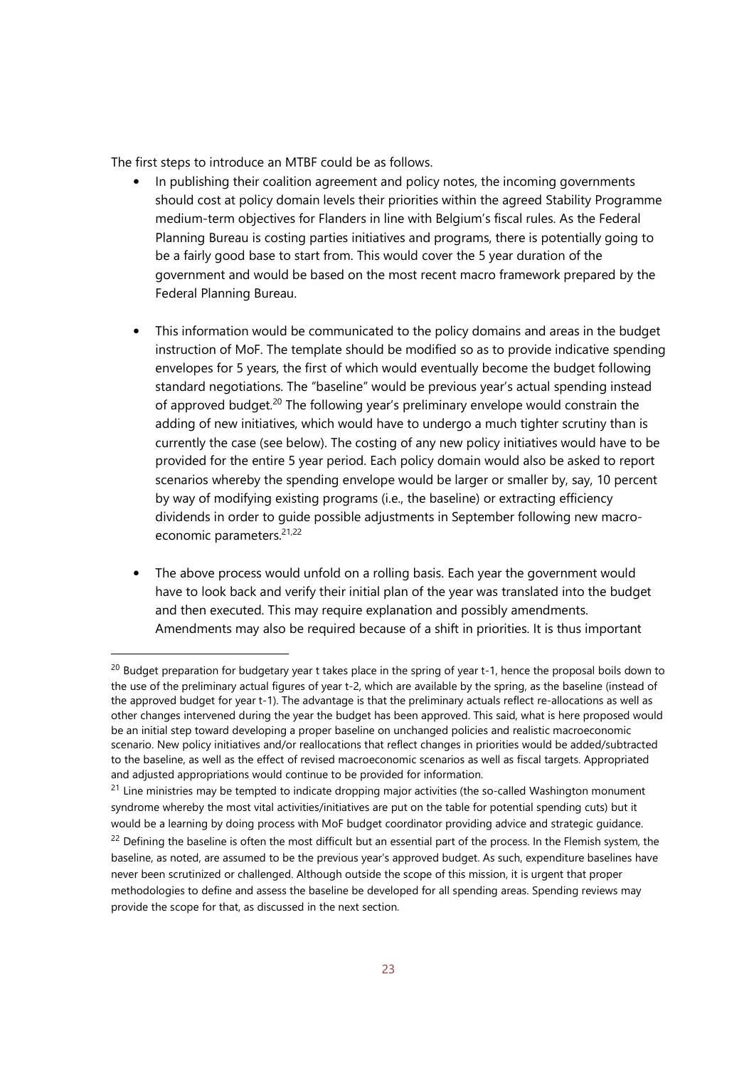The first steps to introduce an MTBF could be as follows.

- In publishing their coalition agreement and policy notes, the incoming governments should cost at policy domain levels their priorities within the agreed Stability Programme medium-term objectives for Flanders in line with Belgium's fiscal rules. As the Federal Planning Bureau is costing parties initiatives and programs, there is potentially going to be a fairly good base to start from. This would cover the 5 year duration of the government and would be based on the most recent macro framework prepared by the Federal Planning Bureau.

- This information would be communicated to the policy domains and areas in the budget instruction of MoF. The template should be modified so as to provide indicative spending envelopes for 5 years, the first of which would eventually become the budget following standard negotiations. The "baseline" would be previous year's actual spending instead of approved budget.[20] The following year's preliminary envelope would constrain the adding of new initiatives, which would have to undergo a much tighter scrutiny than is currently the case (see below). The costing of any new policy initiatives would have to be provided for the entire 5 year period. Each policy domain would also be asked to report scenarios whereby the spending envelope would be larger or smaller by, say, 10 percent by way of modifying existing programs (i.e., the baseline) or extracting efficiency dividends in order to guide possible adjustments in September following new macro-economic parameters.[21,22]

- The above process would unfold on a rolling basis. Each year the government would have to look back and verify their initial plan of the year was translated into the budget and then executed. This may require explanation and possibly amendments. Amendments may also be required because of a shift in priorities. It is thus important

---

[20] Budget preparation for budgetary year t takes place in the spring of year t-1, hence the proposal boils down to the use of the preliminary actual figures of year t-2, which are available by the spring, as the baseline (instead of the approved budget for year t-1). The advantage is that the preliminary actuals reflect re-allocations as well as other changes intervened during the year the budget has been approved. This said, what is here proposed would be an initial step toward developing a proper baseline on unchanged policies and realistic macroeconomic scenario. New policy initiatives and/or reallocations that reflect changes in priorities would be added/subtracted to the baseline, as well as the effect of revised macroeconomic scenarios as well as fiscal targets. Appropriated and adjusted appropriations would continue to be provided for information.

[21] Line ministries may be tempted to indicate dropping major activities (the so-called Washington monument syndrome whereby the most vital activities/initiatives are put on the table for potential spending cuts) but it would be a learning by doing process with MoF budget coordinator providing advice and strategic guidance.

[22] Defining the baseline is often the most difficult but an essential part of the process. In the Flemish system, the baseline, as noted, are assumed to be the previous year's approved budget. As such, expenditure baselines have never been scrutinized or challenged. Although outside the scope of this mission, it is urgent that proper methodologies to define and assess the baseline be developed for all spending areas. Spending reviews may provide the scope for that, as discussed in the next section.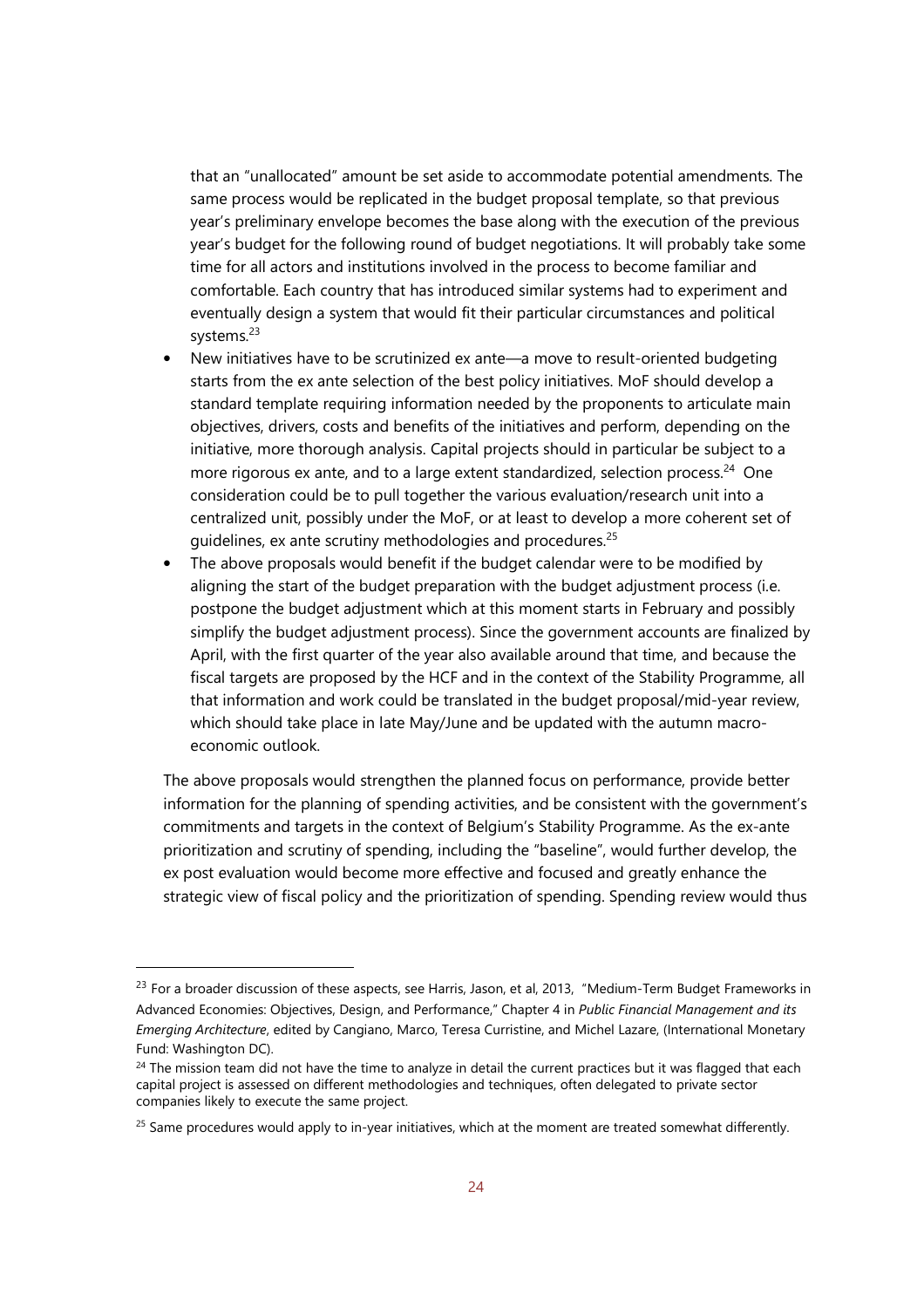that an "unallocated" amount be set aside to accommodate potential amendments. The same process would be replicated in the budget proposal template, so that previous year's preliminary envelope becomes the base along with the execution of the previous year's budget for the following round of budget negotiations. It will probably take some time for all actors and institutions involved in the process to become familiar and comfortable. Each country that has introduced similar systems had to experiment and eventually design a system that would fit their particular circumstances and political systems.[23]

- New initiatives have to be scrutinized ex ante—a move to result-oriented budgeting starts from the ex ante selection of the best policy initiatives. MoF should develop a standard template requiring information needed by the proponents to articulate main objectives, drivers, costs and benefits of the initiatives and perform, depending on the initiative, more thorough analysis. Capital projects should in particular be subject to a more rigorous ex ante, and to a large extent standardized, selection process.[24] One consideration could be to pull together the various evaluation/research unit into a centralized unit, possibly under the MoF, or at least to develop a more coherent set of guidelines, ex ante scrutiny methodologies and procedures.[25]
- The above proposals would benefit if the budget calendar were to be modified by aligning the start of the budget preparation with the budget adjustment process (i.e. postpone the budget adjustment which at this moment starts in February and possibly simplify the budget adjustment process). Since the government accounts are finalized by April, with the first quarter of the year also available around that time, and because the fiscal targets are proposed by the HCF and in the context of the Stability Programme, all that information and work could be translated in the budget proposal/mid-year review, which should take place in late May/June and be updated with the autumn macro-economic outlook.

The above proposals would strengthen the planned focus on performance, provide better information for the planning of spending activities, and be consistent with the government's commitments and targets in the context of Belgium's Stability Programme. As the ex-ante prioritization and scrutiny of spending, including the "baseline", would further develop, the ex post evaluation would become more effective and focused and greatly enhance the strategic view of fiscal policy and the prioritization of spending. Spending review would thus

---

[23] For a broader discussion of these aspects, see Harris, Jason, et al, 2013, "Medium-Term Budget Frameworks in Advanced Economies: Objectives, Design, and Performance," Chapter 4 in *Public Financial Management and its Emerging Architecture*, edited by Cangiano, Marco, Teresa Curristine, and Michel Lazare, (International Monetary Fund: Washington DC).

[24] The mission team did not have the time to analyze in detail the current practices but it was flagged that each capital project is assessed on different methodologies and techniques, often delegated to private sector companies likely to execute the same project.

[25] Same procedures would apply to in-year initiatives, which at the moment are treated somewhat differently.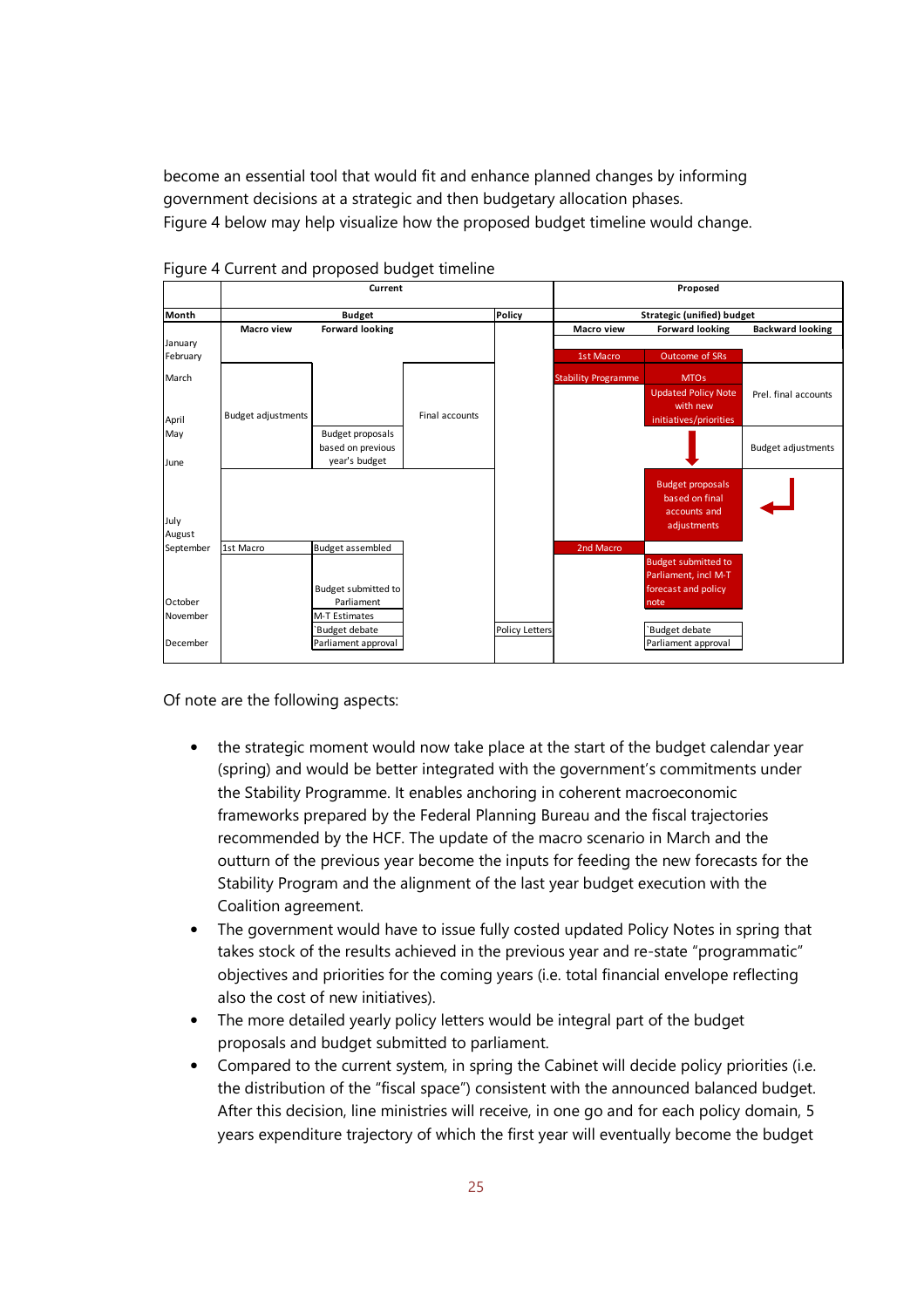become an essential tool that would fit and enhance planned changes by informing government decisions at a strategic and then budgetary allocation phases.
Figure 4 below may help visualize how the proposed budget timeline would change.

Figure 4 Current and proposed budget timeline

| | Current | | | | Proposed | | |
|---|---|---|---|---|---|---|---|
| **Month** | **Budget** | | | **Policy** | **Strategic (unified) budget** | | |
| | **Macro view** | **Forward looking** | | | **Macro view** | **Forward looking** | **Backward looking** |
| January | | | | | | | |
| February | | | | | 1st Macro | Outcome of SRs | |
| March | | | | | Stability Programme | MTOs | |
| April | Budget adjustments | | Final accounts | | | Updated Policy Note with new initiatives/priorities | Prel. final accounts |
| May | | Budget proposals based on previous year's budget | | | | | Budget adjustments |
| June | | | | | | | |
| July | | | | | | Budget proposals based on final accounts and adjustments | |
| August | | | | | | | |
| September | 1st Macro | Budget assembled | | | 2nd Macro | | |
| October | | Budget submitted to Parliament | | | | Budget submitted to Parliament, incl M-T forecast and policy note | |
| November | | M-T Estimates | | | | | |
| | | `Budget debate | | Policy Letters | | `Budget debate | |
| December | | Parliament approval | | | | Parliament approval | |

Of note are the following aspects:

- the strategic moment would now take place at the start of the budget calendar year (spring) and would be better integrated with the government's commitments under the Stability Programme. It enables anchoring in coherent macroeconomic frameworks prepared by the Federal Planning Bureau and the fiscal trajectories recommended by the HCF. The update of the macro scenario in March and the outturn of the previous year become the inputs for feeding the new forecasts for the Stability Program and the alignment of the last year budget execution with the Coalition agreement.
- The government would have to issue fully costed updated Policy Notes in spring that takes stock of the results achieved in the previous year and re-state "programmatic" objectives and priorities for the coming years (i.e. total financial envelope reflecting also the cost of new initiatives).
- The more detailed yearly policy letters would be integral part of the budget proposals and budget submitted to parliament.
- Compared to the current system, in spring the Cabinet will decide policy priorities (i.e. the distribution of the "fiscal space") consistent with the announced balanced budget. After this decision, line ministries will receive, in one go and for each policy domain, 5 years expenditure trajectory of which the first year will eventually become the budget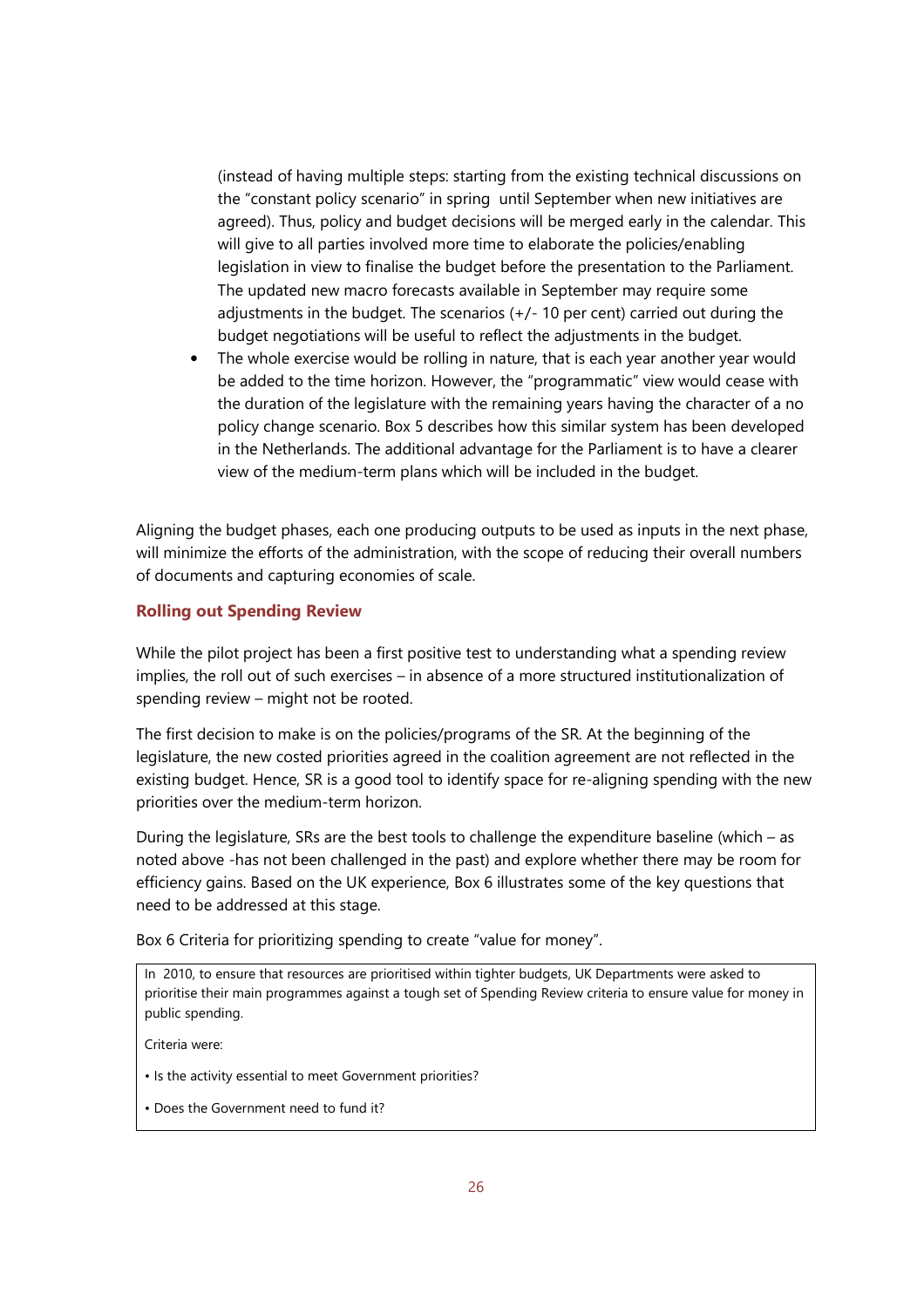(instead of having multiple steps: starting from the existing technical discussions on the "constant policy scenario" in spring until September when new initiatives are agreed). Thus, policy and budget decisions will be merged early in the calendar. This will give to all parties involved more time to elaborate the policies/enabling legislation in view to finalise the budget before the presentation to the Parliament. The updated new macro forecasts available in September may require some adjustments in the budget. The scenarios (+/- 10 per cent) carried out during the budget negotiations will be useful to reflect the adjustments in the budget.

- The whole exercise would be rolling in nature, that is each year another year would be added to the time horizon. However, the "programmatic" view would cease with the duration of the legislature with the remaining years having the character of a no policy change scenario. Box 5 describes how this similar system has been developed in the Netherlands. The additional advantage for the Parliament is to have a clearer view of the medium-term plans which will be included in the budget.

Aligning the budget phases, each one producing outputs to be used as inputs in the next phase, will minimize the efforts of the administration, with the scope of reducing their overall numbers of documents and capturing economies of scale.

### Rolling out Spending Review

While the pilot project has been a first positive test to understanding what a spending review implies, the roll out of such exercises – in absence of a more structured institutionalization of spending review – might not be rooted.

The first decision to make is on the policies/programs of the SR. At the beginning of the legislature, the new costed priorities agreed in the coalition agreement are not reflected in the existing budget. Hence, SR is a good tool to identify space for re-aligning spending with the new priorities over the medium-term horizon.

During the legislature, SRs are the best tools to challenge the expenditure baseline (which – as noted above -has not been challenged in the past) and explore whether there may be room for efficiency gains. Based on the UK experience, Box 6 illustrates some of the key questions that need to be addressed at this stage.

Box 6 Criteria for prioritizing spending to create "value for money".

In 2010, to ensure that resources are prioritised within tighter budgets, UK Departments were asked to prioritise their main programmes against a tough set of Spending Review criteria to ensure value for money in public spending.

Criteria were:

- Is the activity essential to meet Government priorities?
- Does the Government need to fund it?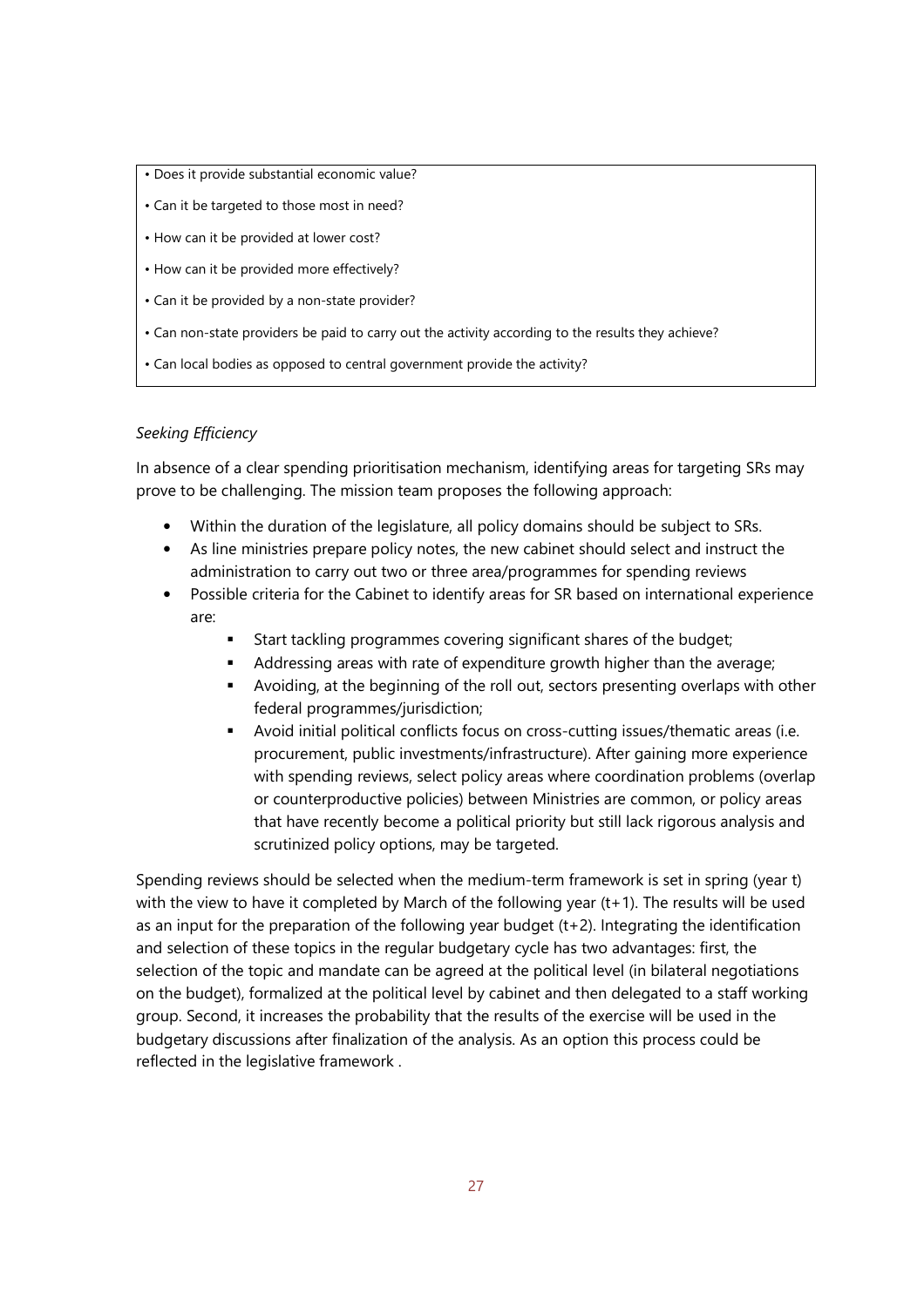- Does it provide substantial economic value?
- Can it be targeted to those most in need?
- How can it be provided at lower cost?
- How can it be provided more effectively?
- Can it be provided by a non-state provider?
- Can non-state providers be paid to carry out the activity according to the results they achieve?
- Can local bodies as opposed to central government provide the activity?

*Seeking Efficiency*

In absence of a clear spending prioritisation mechanism, identifying areas for targeting SRs may prove to be challenging. The mission team proposes the following approach:

- Within the duration of the legislature, all policy domains should be subject to SRs.
- As line ministries prepare policy notes, the new cabinet should select and instruct the administration to carry out two or three area/programmes for spending reviews
- Possible criteria for the Cabinet to identify areas for SR based on international experience are:
    - Start tackling programmes covering significant shares of the budget;
    - Addressing areas with rate of expenditure growth higher than the average;
    - Avoiding, at the beginning of the roll out, sectors presenting overlaps with other federal programmes/jurisdiction;
    - Avoid initial political conflicts focus on cross-cutting issues/thematic areas (i.e. procurement, public investments/infrastructure). After gaining more experience with spending reviews, select policy areas where coordination problems (overlap or counterproductive policies) between Ministries are common, or policy areas that have recently become a political priority but still lack rigorous analysis and scrutinized policy options, may be targeted.

Spending reviews should be selected when the medium-term framework is set in spring (year t) with the view to have it completed by March of the following year (t+1). The results will be used as an input for the preparation of the following year budget (t+2). Integrating the identification and selection of these topics in the regular budgetary cycle has two advantages: first, the selection of the topic and mandate can be agreed at the political level (in bilateral negotiations on the budget), formalized at the political level by cabinet and then delegated to a staff working group. Second, it increases the probability that the results of the exercise will be used in the budgetary discussions after finalization of the analysis. As an option this process could be reflected in the legislative framework .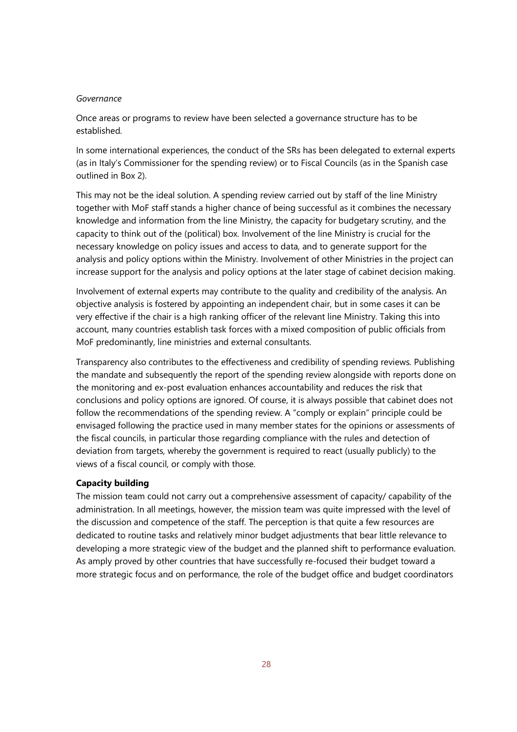*Governance*

Once areas or programs to review have been selected a governance structure has to be established.

In some international experiences, the conduct of the SRs has been delegated to external experts (as in Italy's Commissioner for the spending review) or to Fiscal Councils (as in the Spanish case outlined in Box 2).

This may not be the ideal solution. A spending review carried out by staff of the line Ministry together with MoF staff stands a higher chance of being successful as it combines the necessary knowledge and information from the line Ministry, the capacity for budgetary scrutiny, and the capacity to think out of the (political) box. Involvement of the line Ministry is crucial for the necessary knowledge on policy issues and access to data, and to generate support for the analysis and policy options within the Ministry. Involvement of other Ministries in the project can increase support for the analysis and policy options at the later stage of cabinet decision making.

Involvement of external experts may contribute to the quality and credibility of the analysis. An objective analysis is fostered by appointing an independent chair, but in some cases it can be very effective if the chair is a high ranking officer of the relevant line Ministry. Taking this into account, many countries establish task forces with a mixed composition of public officials from MoF predominantly, line ministries and external consultants.

Transparency also contributes to the effectiveness and credibility of spending reviews. Publishing the mandate and subsequently the report of the spending review alongside with reports done on the monitoring and ex-post evaluation enhances accountability and reduces the risk that conclusions and policy options are ignored. Of course, it is always possible that cabinet does not follow the recommendations of the spending review. A "comply or explain" principle could be envisaged following the practice used in many member states for the opinions or assessments of the fiscal councils, in particular those regarding compliance with the rules and detection of deviation from targets, whereby the government is required to react (usually publicly) to the views of a fiscal council, or comply with those.

**Capacity building**

The mission team could not carry out a comprehensive assessment of capacity/ capability of the administration. In all meetings, however, the mission team was quite impressed with the level of the discussion and competence of the staff. The perception is that quite a few resources are dedicated to routine tasks and relatively minor budget adjustments that bear little relevance to developing a more strategic view of the budget and the planned shift to performance evaluation. As amply proved by other countries that have successfully re-focused their budget toward a more strategic focus and on performance, the role of the budget office and budget coordinators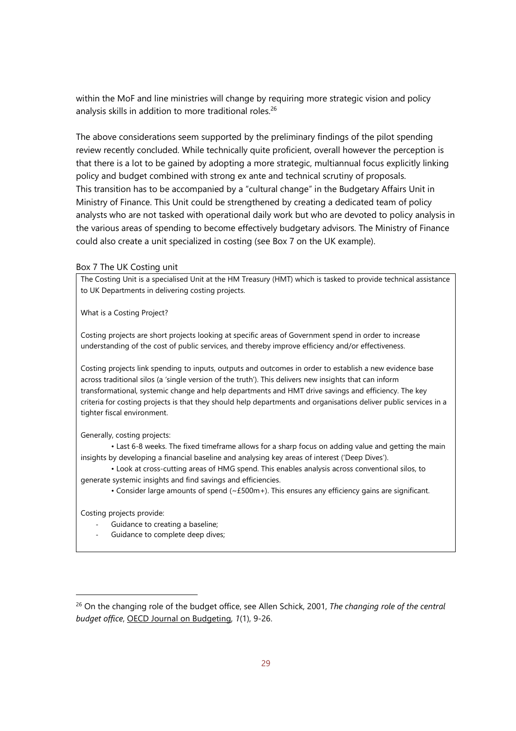within the MoF and line ministries will change by requiring more strategic vision and policy analysis skills in addition to more traditional roles.[26]

The above considerations seem supported by the preliminary findings of the pilot spending review recently concluded. While technically quite proficient, overall however the perception is that there is a lot to be gained by adopting a more strategic, multiannual focus explicitly linking policy and budget combined with strong ex ante and technical scrutiny of proposals.
This transition has to be accompanied by a "cultural change" in the Budgetary Affairs Unit in Ministry of Finance. This Unit could be strengthened by creating a dedicated team of policy analysts who are not tasked with operational daily work but who are devoted to policy analysis in the various areas of spending to become effectively budgetary advisors. The Ministry of Finance could also create a unit specialized in costing (see Box 7 on the UK example).

Box 7 The UK Costing unit

> The Costing Unit is a specialised Unit at the HM Treasury (HMT) which is tasked to provide technical assistance to UK Departments in delivering costing projects.
>
> What is a Costing Project?
>
> Costing projects are short projects looking at specific areas of Government spend in order to increase understanding of the cost of public services, and thereby improve efficiency and/or effectiveness.
>
> Costing projects link spending to inputs, outputs and outcomes in order to establish a new evidence base across traditional silos (a 'single version of the truth'). This delivers new insights that can inform transformational, systemic change and help departments and HMT drive savings and efficiency. The key criteria for costing projects is that they should help departments and organisations deliver public services in a tighter fiscal environment.
>
> Generally, costing projects:
>
> • Last 6-8 weeks. The fixed timeframe allows for a sharp focus on adding value and getting the main insights by developing a financial baseline and analysing key areas of interest ('Deep Dives').
>
> • Look at cross-cutting areas of HMG spend. This enables analysis across conventional silos, to generate systemic insights and find savings and efficiencies.
>
> • Consider large amounts of spend (~£500m+). This ensures any efficiency gains are significant.
>
> Costing projects provide:
>
> - Guidance to creating a baseline;
> - Guidance to complete deep dives;

[26] On the changing role of the budget office, see Allen Schick, 2001, *The changing role of the central budget office*, *OECD Journal on Budgeting*, *1*(1), 9-26.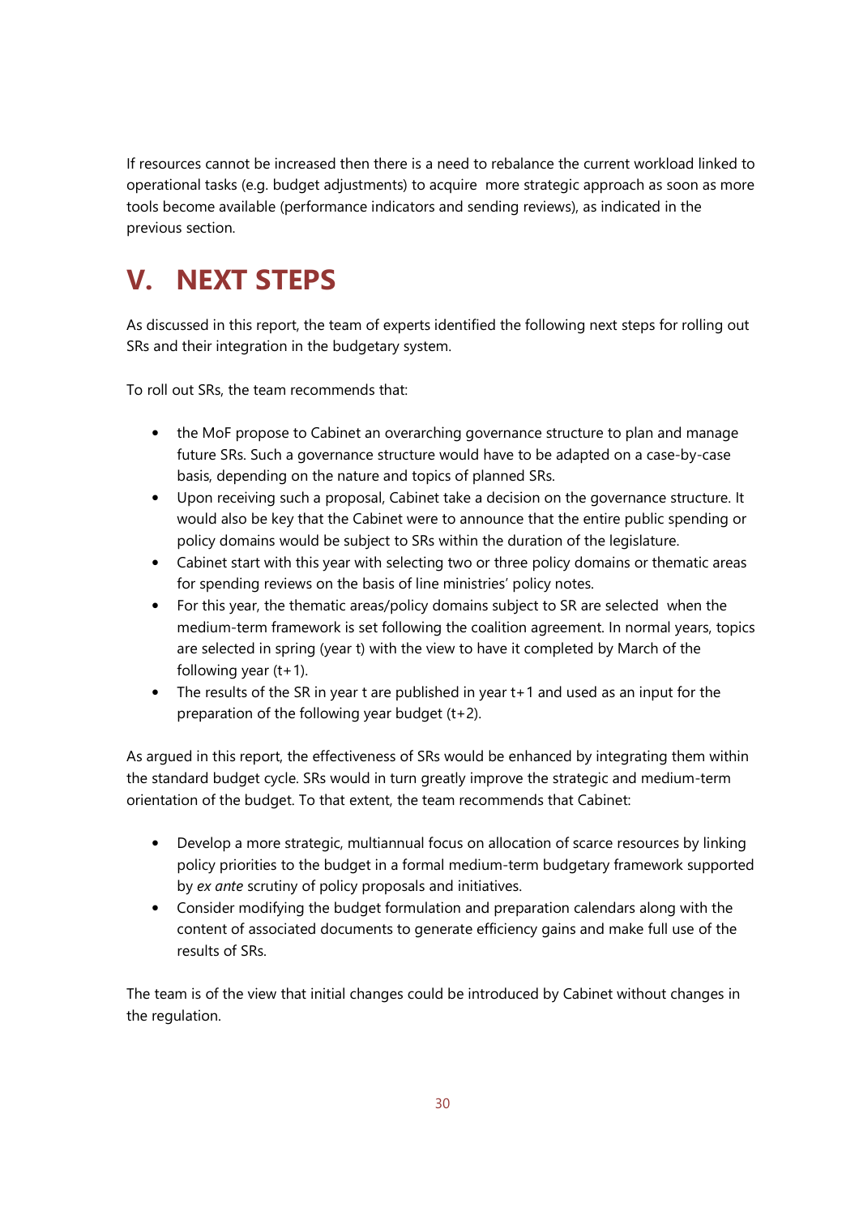If resources cannot be increased then there is a need to rebalance the current workload linked to operational tasks (e.g. budget adjustments) to acquire  more strategic approach as soon as more tools become available (performance indicators and sending reviews), as indicated in the previous section.

# V. NEXT STEPS

As discussed in this report, the team of experts identified the following next steps for rolling out SRs and their integration in the budgetary system.

To roll out SRs, the team recommends that:

- the MoF propose to Cabinet an overarching governance structure to plan and manage future SRs. Such a governance structure would have to be adapted on a case-by-case basis, depending on the nature and topics of planned SRs.
- Upon receiving such a proposal, Cabinet take a decision on the governance structure. It would also be key that the Cabinet were to announce that the entire public spending or policy domains would be subject to SRs within the duration of the legislature.
- Cabinet start with this year with selecting two or three policy domains or thematic areas for spending reviews on the basis of line ministries' policy notes.
- For this year, the thematic areas/policy domains subject to SR are selected  when the medium-term framework is set following the coalition agreement. In normal years, topics are selected in spring (year t) with the view to have it completed by March of the following year (t+1).
- The results of the SR in year t are published in year t+1 and used as an input for the preparation of the following year budget (t+2).

As argued in this report, the effectiveness of SRs would be enhanced by integrating them within the standard budget cycle. SRs would in turn greatly improve the strategic and medium-term orientation of the budget. To that extent, the team recommends that Cabinet:

- Develop a more strategic, multiannual focus on allocation of scarce resources by linking policy priorities to the budget in a formal medium-term budgetary framework supported by *ex ante* scrutiny of policy proposals and initiatives.
- Consider modifying the budget formulation and preparation calendars along with the content of associated documents to generate efficiency gains and make full use of the results of SRs.

The team is of the view that initial changes could be introduced by Cabinet without changes in the regulation.